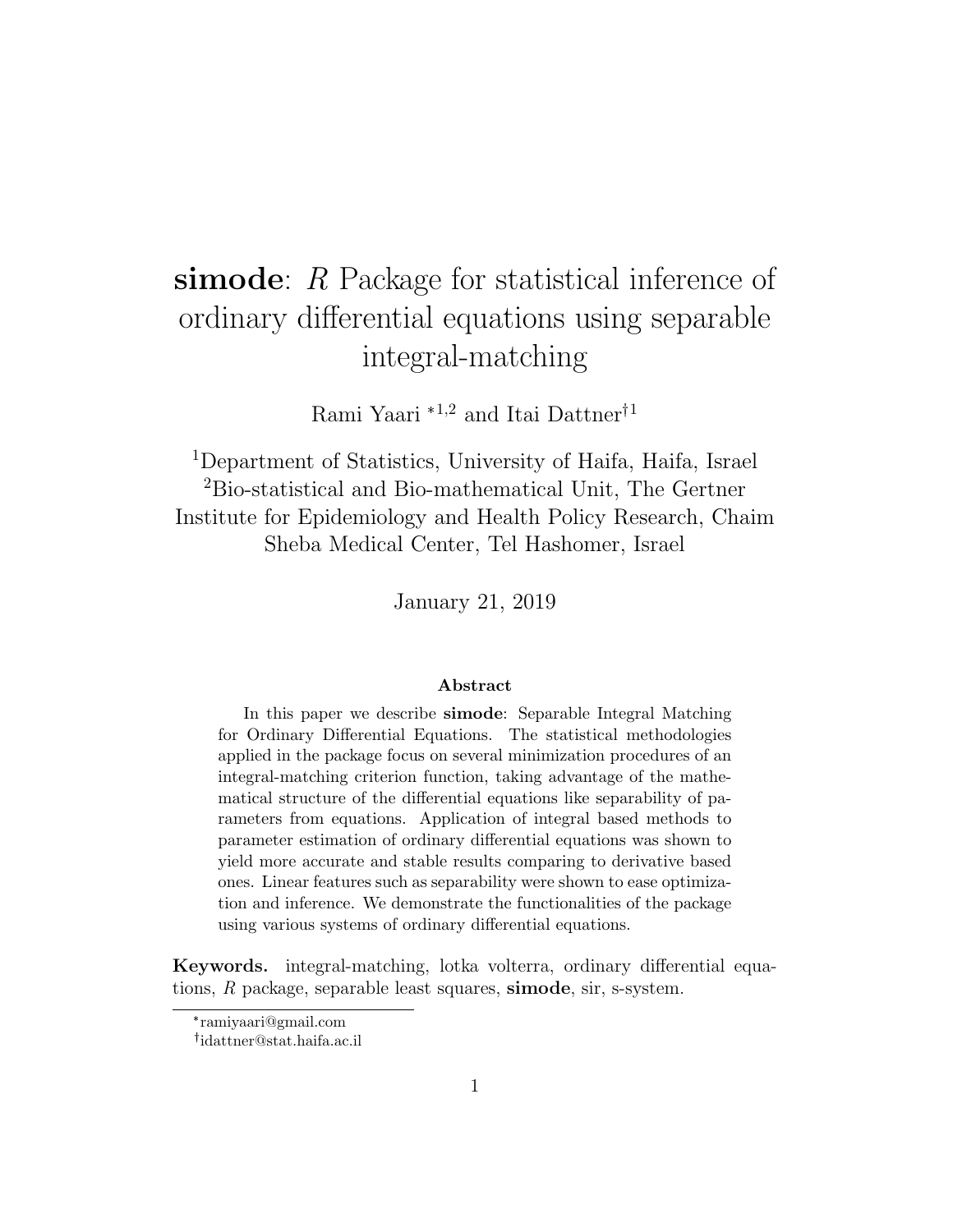# **simode**: *R* Package for statistical inference of ordinary differential equations using separable integral-matching

Rami Yaari [*1,2] and Itai Dattner[†1]

[1]Department of Statistics, University of Haifa, Haifa, Israel
[2]Bio-statistical and Bio-mathematical Unit, The Gertner Institute for Epidemiology and Health Policy Research, Chaim Sheba Medical Center, Tel Hashomer, Israel

January 21, 2019

### Abstract

In this paper we describe **simode**: Separable Integral Matching for Ordinary Differential Equations. The statistical methodologies applied in the package focus on several minimization procedures of an integral-matching criterion function, taking advantage of the mathematical structure of the differential equations like separability of parameters from equations. Application of integral based methods to parameter estimation of ordinary differential equations was shown to yield more accurate and stable results comparing to derivative based ones. Linear features such as separability were shown to ease optimization and inference. We demonstrate the functionalities of the package using various systems of ordinary differential equations.

**Keywords.** integral-matching, lotka volterra, ordinary differential equations, *R* package, separable least squares, **simode**, sir, s-system.

[*]ramiyaari@gmail.com

[†]idattner@stat.haifa.ac.il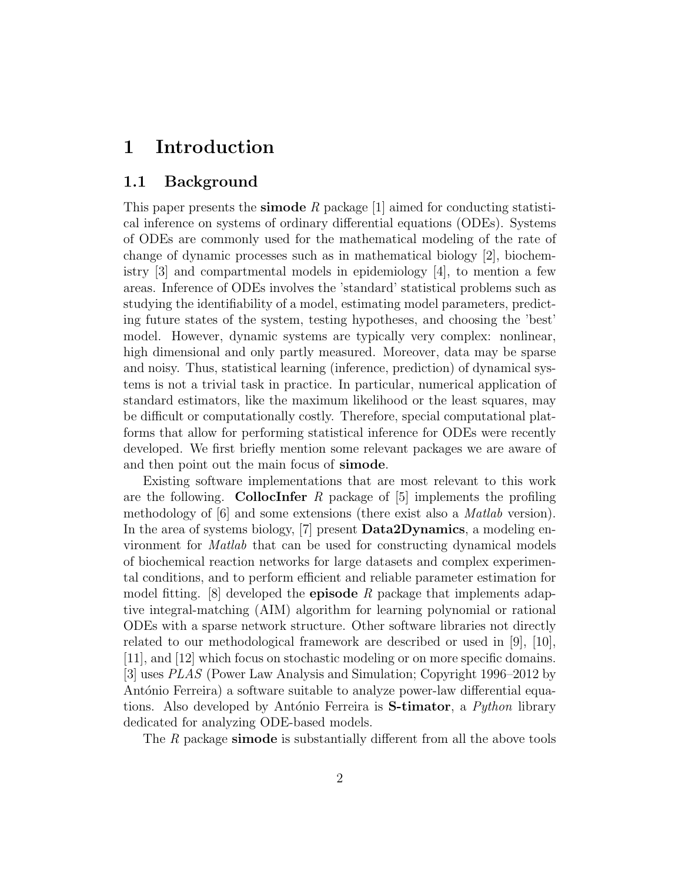# 1 Introduction

## 1.1 Background

This paper presents the **simode** *R* package [1] aimed for conducting statistical inference on systems of ordinary differential equations (ODEs). Systems of ODEs are commonly used for the mathematical modeling of the rate of change of dynamic processes such as in mathematical biology [2], biochemistry [3] and compartmental models in epidemiology [4], to mention a few areas. Inference of ODEs involves the 'standard' statistical problems such as studying the identifiability of a model, estimating model parameters, predicting future states of the system, testing hypotheses, and choosing the 'best' model. However, dynamic systems are typically very complex: nonlinear, high dimensional and only partly measured. Moreover, data may be sparse and noisy. Thus, statistical learning (inference, prediction) of dynamical systems is not a trivial task in practice. In particular, numerical application of standard estimators, like the maximum likelihood or the least squares, may be difficult or computationally costly. Therefore, special computational platforms that allow for performing statistical inference for ODEs were recently developed. We first briefly mention some relevant packages we are aware of and then point out the main focus of **simode**.

Existing software implementations that are most relevant to this work are the following. **CollocInfer** *R* package of [5] implements the profiling methodology of [6] and some extensions (there exist also a *Matlab* version). In the area of systems biology, [7] present **Data2Dynamics**, a modeling environment for *Matlab* that can be used for constructing dynamical models of biochemical reaction networks for large datasets and complex experimental conditions, and to perform efficient and reliable parameter estimation for model fitting. [8] developed the **episode** *R* package that implements adaptive integral-matching (AIM) algorithm for learning polynomial or rational ODEs with a sparse network structure. Other software libraries not directly related to our methodological framework are described or used in [9], [10], [11], and [12] which focus on stochastic modeling or on more specific domains. [3] uses *PLAS* (Power Law Analysis and Simulation; Copyright 1996–2012 by António Ferreira) a software suitable to analyze power-law differential equations. Also developed by António Ferreira is **S-timator**, a *Python* library dedicated for analyzing ODE-based models.

The *R* package **simode** is substantially different from all the above tools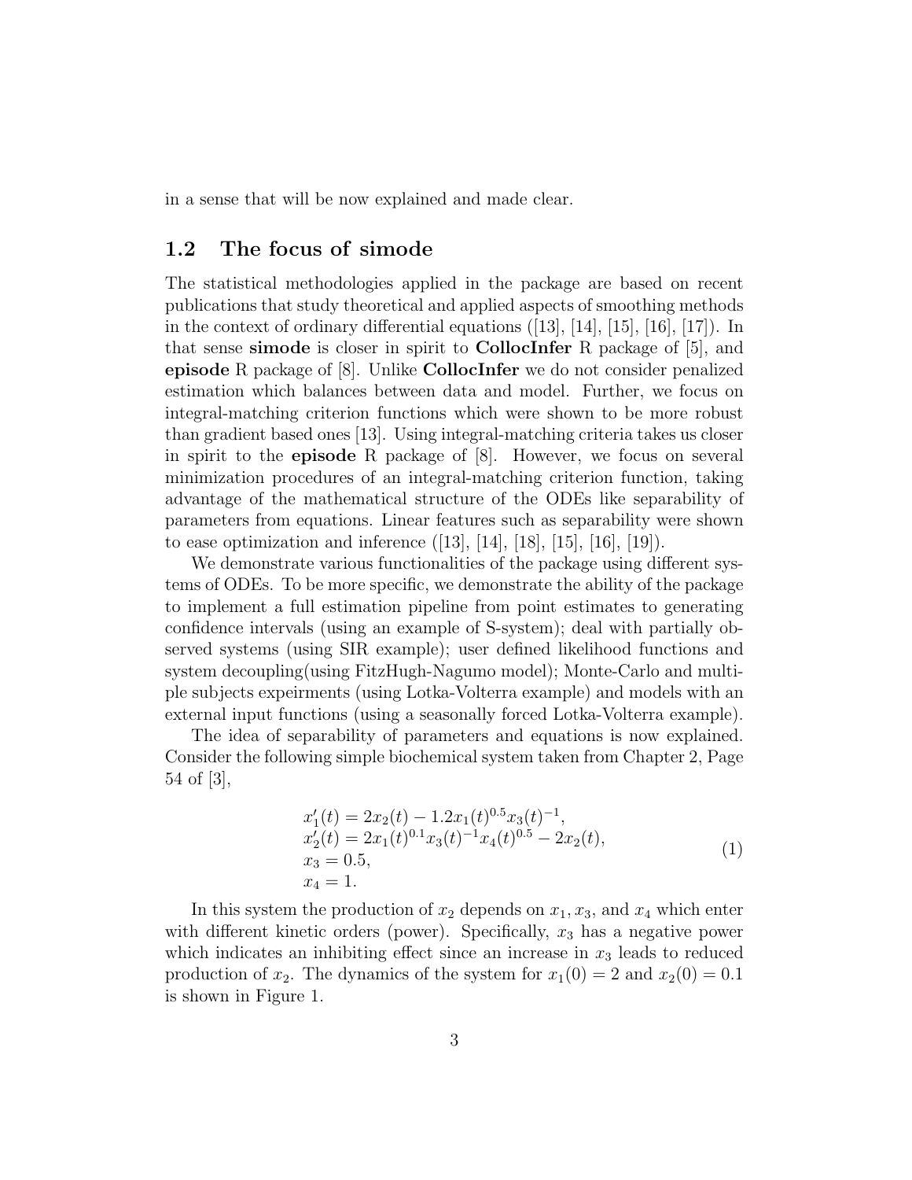in a sense that will be now explained and made clear.

## 1.2 The focus of simode

The statistical methodologies applied in the package are based on recent publications that study theoretical and applied aspects of smoothing methods in the context of ordinary differential equations ([13], [14], [15], [16], [17]). In that sense **simode** is closer in spirit to **CollocInfer** R package of [5], and **episode** R package of [8]. Unlike **CollocInfer** we do not consider penalized estimation which balances between data and model. Further, we focus on integral-matching criterion functions which were shown to be more robust than gradient based ones [13]. Using integral-matching criteria takes us closer in spirit to the **episode** R package of [8]. However, we focus on several minimization procedures of an integral-matching criterion function, taking advantage of the mathematical structure of the ODEs like separability of parameters from equations. Linear features such as separability were shown to ease optimization and inference ([13], [14], [18], [15], [16], [19]).

We demonstrate various functionalities of the package using different systems of ODEs. To be more specific, we demonstrate the ability of the package to implement a full estimation pipeline from point estimates to generating confidence intervals (using an example of S-system); deal with partially observed systems (using SIR example); user defined likelihood functions and system decoupling(using FitzHugh-Nagumo model); Monte-Carlo and multiple subjects expeirments (using Lotka-Volterra example) and models with an external input functions (using a seasonally forced Lotka-Volterra example).

The idea of separability of parameters and equations is now explained. Consider the following simple biochemical system taken from Chapter 2, Page 54 of [3],

$$
\begin{aligned}
&x_1'(t) = 2x_2(t) - 1.2x_1(t)^{0.5}x_3(t)^{-1}, \\
&x_2'(t) = 2x_1(t)^{0.1}x_3(t)^{-1}x_4(t)^{0.5} - 2x_2(t), \\
&x_3 = 0.5, \\
&x_4 = 1.
\end{aligned}
\tag{1}
$$

In this system the production of $x_2$ depends on $x_1, x_3$, and $x_4$ which enter with different kinetic orders (power). Specifically, $x_3$ has a negative power which indicates an inhibiting effect since an increase in $x_3$ leads to reduced production of $x_2$. The dynamics of the system for $x_1(0) = 2$ and $x_2(0) = 0.1$ is shown in Figure 1.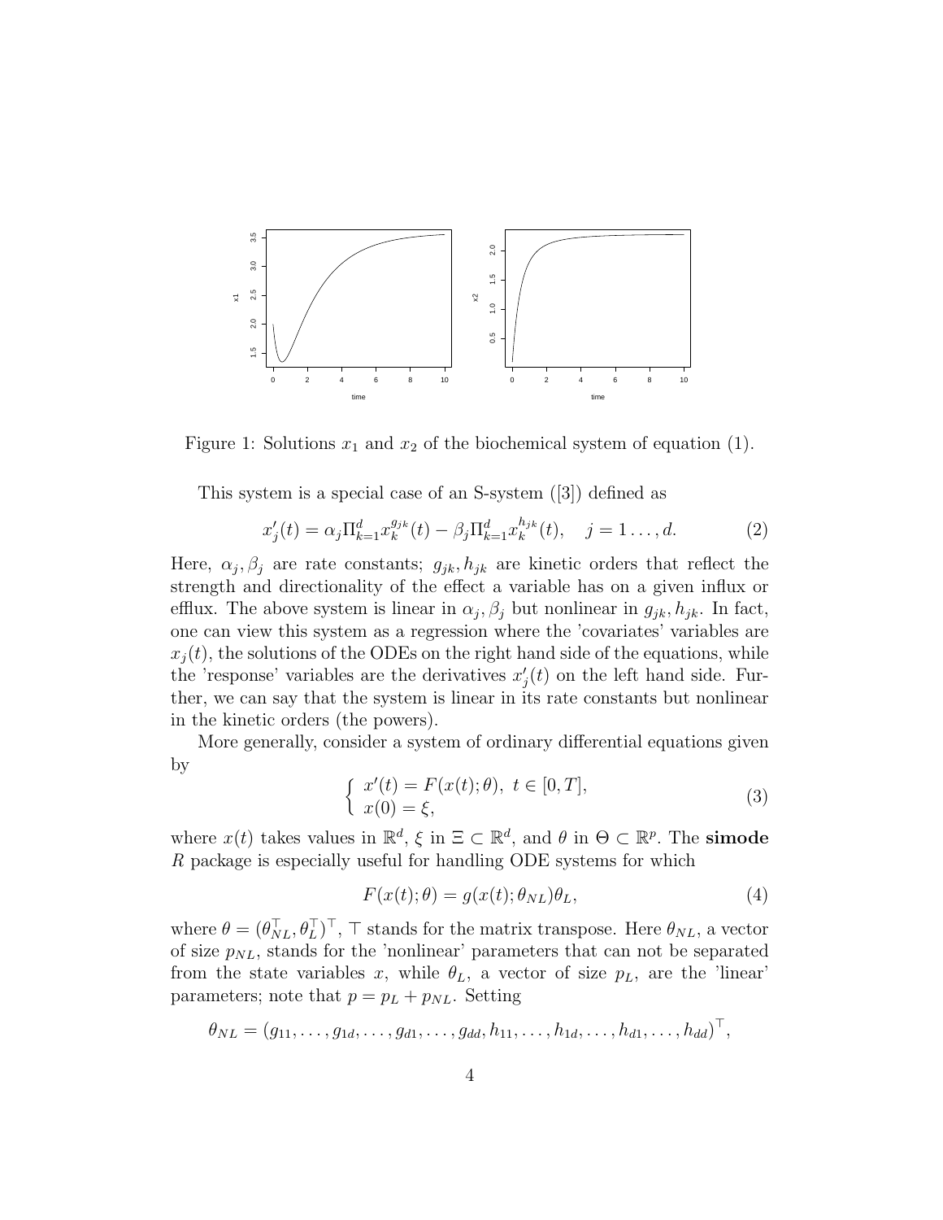Figure 1: Solutions $x_1$ and $x_2$ of the biochemical system of equation (1).

This system is a special case of an S-system ([3]) defined as

$$x_j'(t) = \alpha_j \Pi_{k=1}^{d} x_k^{g_{jk}}(t) - \beta_j \Pi_{k=1}^{d} x_k^{h_{jk}}(t), \quad j = 1 \ldots, d. \tag{2}$$

Here, $\alpha_j, \beta_j$ are rate constants; $g_{jk}, h_{jk}$ are kinetic orders that reflect the strength and directionality of the effect a variable has on a given influx or efflux. The above system is linear in $\alpha_j, \beta_j$ but nonlinear in $g_{jk}, h_{jk}$. In fact, one can view this system as a regression where the 'covariates' variables are $x_j(t)$, the solutions of the ODEs on the right hand side of the equations, while the 'response' variables are the derivatives $x_j'(t)$ on the left hand side. Further, we can say that the system is linear in its rate constants but nonlinear in the kinetic orders (the powers).

More generally, consider a system of ordinary differential equations given by

$$\begin{cases} x'(t) = F(x(t); \theta), \ t \in [0, T], \\ x(0) = \xi, \end{cases} \tag{3}$$

where $x(t)$ takes values in $\mathbb{R}^d$, $\xi$ in $\Xi \subset \mathbb{R}^d$, and $\theta$ in $\Theta \subset \mathbb{R}^p$. The **simode** *R* package is especially useful for handling ODE systems for which

$$F(x(t); \theta) = g(x(t); \theta_{NL})\theta_L, \tag{4}$$

where $\theta = (\theta_{NL}^\top, \theta_L^\top)^\top$, $\top$ stands for the matrix transpose. Here $\theta_{NL}$, a vector of size $p_{NL}$, stands for the 'nonlinear' parameters that can not be separated from the state variables $x$, while $\theta_L$, a vector of size $p_L$, are the 'linear' parameters; note that $p = p_L + p_{NL}$. Setting

$$\theta_{NL} = (g_{11}, \ldots, g_{1d}, \ldots, g_{d1}, \ldots, g_{dd}, h_{11}, \ldots, h_{1d}, \ldots, h_{d1}, \ldots, h_{dd})^\top,$$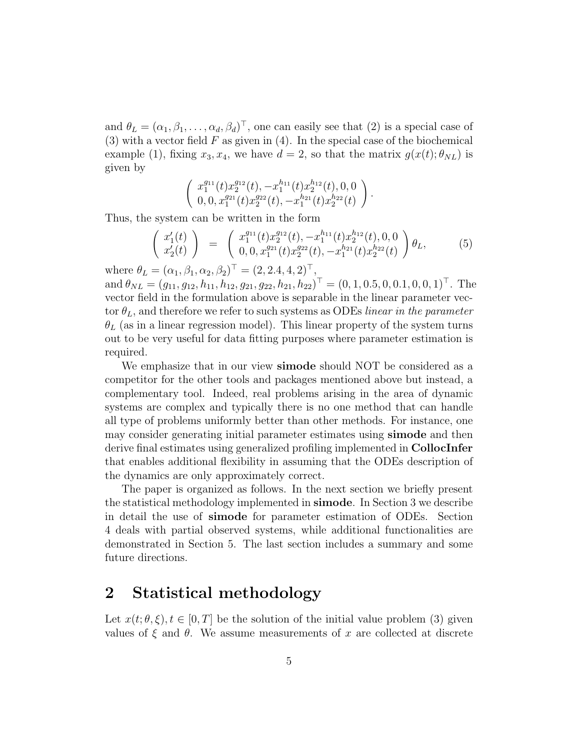and $\theta_L = (\alpha_1, \beta_1, \ldots, \alpha_d, \beta_d)^\top$, one can easily see that (2) is a special case of (3) with a vector field $F$ as given in (4). In the special case of the biochemical example (1), fixing $x_3, x_4$, we have $d = 2$, so that the matrix $g(x(t); \theta_{NL})$ is given by

$$\left( \begin{array}{c} x_1^{g_{11}}(t) x_2^{g_{12}}(t), -x_1^{h_{11}}(t) x_2^{h_{12}}(t), 0, 0 \\ 0, 0, x_1^{g_{21}}(t) x_2^{g_{22}}(t), -x_1^{h_{21}}(t) x_2^{h_{22}}(t) \end{array} \right).$$

Thus, the system can be written in the form

$$\left( \begin{array}{c} x_1'(t) \\ x_2'(t) \end{array} \right) = \left( \begin{array}{c} x_1^{g_{11}}(t) x_2^{g_{12}}(t), -x_1^{h_{11}}(t) x_2^{h_{12}}(t), 0, 0 \\ 0, 0, x_1^{g_{21}}(t) x_2^{g_{22}}(t), -x_1^{h_{21}}(t) x_2^{h_{22}}(t) \end{array} \right) \theta_L, \quad (5)$$

where $\theta_L = (\alpha_1, \beta_1, \alpha_2, \beta_2)^\top = (2, 2.4, 4, 2)^\top$,
and $\theta_{NL} = (g_{11}, g_{12}, h_{11}, h_{12}, g_{21}, g_{22}, h_{21}, h_{22})^\top = (0, 1, 0.5, 0, 0.1, 0, 0, 1)^\top$. The vector field in the formulation above is separable in the linear parameter vector $\theta_L$, and therefore we refer to such systems as ODEs *linear in the parameter* $\theta_L$ (as in a linear regression model). This linear property of the system turns out to be very useful for data fitting purposes where parameter estimation is required.

We emphasize that in our view **simode** should NOT be considered as a competitor for the other tools and packages mentioned above but instead, a complementary tool. Indeed, real problems arising in the area of dynamic systems are complex and typically there is no one method that can handle all type of problems uniformly better than other methods. For instance, one may consider generating initial parameter estimates using **simode** and then derive final estimates using generalized profiling implemented in **CollocInfer** that enables additional flexibility in assuming that the ODEs description of the dynamics are only approximately correct.

The paper is organized as follows. In the next section we briefly present the statistical methodology implemented in **simode**. In Section 3 we describe in detail the use of **simode** for parameter estimation of ODEs. Section 4 deals with partial observed systems, while additional functionalities are demonstrated in Section 5. The last section includes a summary and some future directions.

## 2 Statistical methodology

Let $x(t; \theta, \xi), t \in [0, T]$ be the solution of the initial value problem (3) given values of $\xi$ and $\theta$. We assume measurements of $x$ are collected at discrete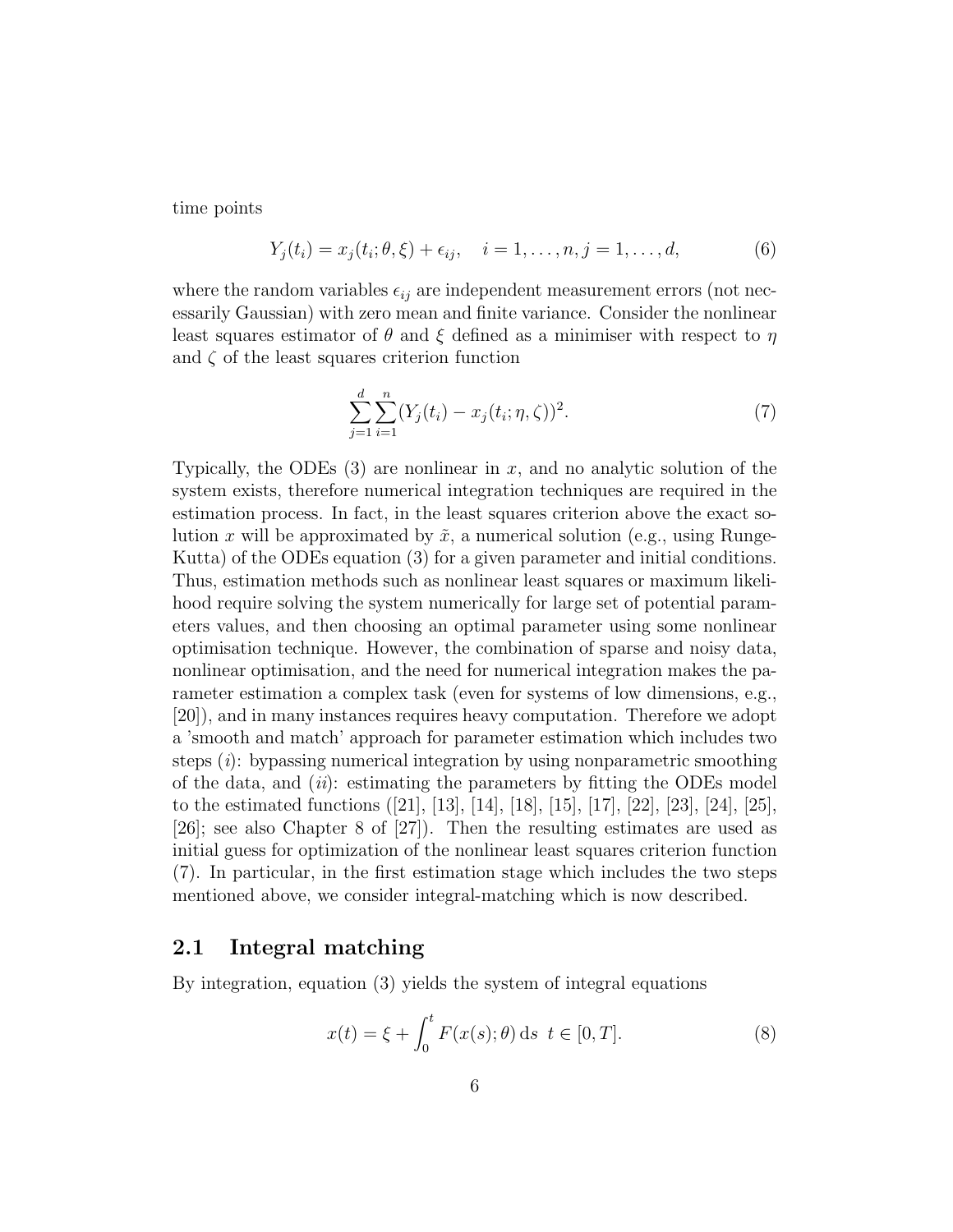time points

$$Y_j(t_i) = x_j(t_i; \theta, \xi) + \epsilon_{ij}, \quad i = 1, \ldots, n, j = 1, \ldots, d, \tag{6}$$

where the random variables $\epsilon_{ij}$ are independent measurement errors (not necessarily Gaussian) with zero mean and finite variance. Consider the nonlinear least squares estimator of $\theta$ and $\xi$ defined as a minimiser with respect to $\eta$ and $\zeta$ of the least squares criterion function

$$\sum_{j=1}^{d} \sum_{i=1}^{n} (Y_j(t_i) - x_j(t_i; \eta, \zeta))^2. \tag{7}$$

Typically, the ODEs (3) are nonlinear in $x$, and no analytic solution of the system exists, therefore numerical integration techniques are required in the estimation process. In fact, in the least squares criterion above the exact solution $x$ will be approximated by $\tilde{x}$, a numerical solution (e.g., using Runge-Kutta) of the ODEs equation (3) for a given parameter and initial conditions. Thus, estimation methods such as nonlinear least squares or maximum likelihood require solving the system numerically for large set of potential parameters values, and then choosing an optimal parameter using some nonlinear optimisation technique. However, the combination of sparse and noisy data, nonlinear optimisation, and the need for numerical integration makes the parameter estimation a complex task (even for systems of low dimensions, e.g., [20]), and in many instances requires heavy computation. Therefore we adopt a 'smooth and match' approach for parameter estimation which includes two steps ($i$): bypassing numerical integration by using nonparametric smoothing of the data, and ($ii$): estimating the parameters by fitting the ODEs model to the estimated functions ([21], [13], [14], [18], [15], [17], [22], [23], [24], [25], [26]; see also Chapter 8 of [27]). Then the resulting estimates are used as initial guess for optimization of the nonlinear least squares criterion function (7). In particular, in the first estimation stage which includes the two steps mentioned above, we consider integral-matching which is now described.

## 2.1 Integral matching

By integration, equation (3) yields the system of integral equations

$$x(t) = \xi + \int_0^t F(x(s); \theta) \, \mathrm{d}s \;\; t \in [0, T]. \tag{8}$$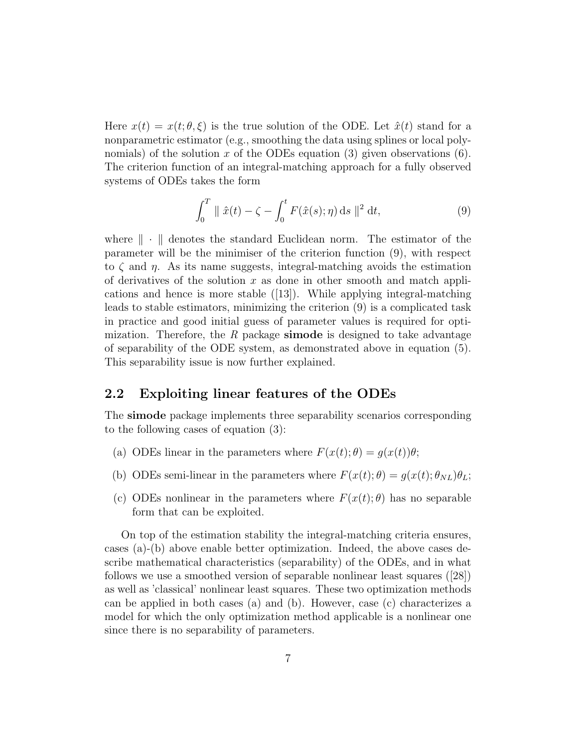Here $x(t) = x(t; \theta, \xi)$ is the true solution of the ODE. Let $\hat{x}(t)$ stand for a nonparametric estimator (e.g., smoothing the data using splines or local polynomials) of the solution $x$ of the ODEs equation (3) given observations (6). The criterion function of an integral-matching approach for a fully observed systems of ODEs takes the form

$$\int_0^T \| \hat{x}(t) - \zeta - \int_0^t F(\hat{x}(s); \eta) \, \mathrm{d}s \|^2 \, \mathrm{d}t, \tag{9}$$

where $\| \cdot \|$ denotes the standard Euclidean norm. The estimator of the parameter will be the minimiser of the criterion function (9), with respect to $\zeta$ and $\eta$. As its name suggests, integral-matching avoids the estimation of derivatives of the solution $x$ as done in other smooth and match applications and hence is more stable ([13]). While applying integral-matching leads to stable estimators, minimizing the criterion (9) is a complicated task in practice and good initial guess of parameter values is required for optimization. Therefore, the *R* package **simode** is designed to take advantage of separability of the ODE system, as demonstrated above in equation (5). This separability issue is now further explained.

## 2.2 Exploiting linear features of the ODEs

The **simode** package implements three separability scenarios corresponding to the following cases of equation (3):

(a) ODEs linear in the parameters where $F(x(t); \theta) = g(x(t))\theta$;

(b) ODEs semi-linear in the parameters where $F(x(t); \theta) = g(x(t); \theta_{NL})\theta_L$;

(c) ODEs nonlinear in the parameters where $F(x(t); \theta)$ has no separable form that can be exploited.

On top of the estimation stability the integral-matching criteria ensures, cases (a)-(b) above enable better optimization. Indeed, the above cases describe mathematical characteristics (separability) of the ODEs, and in what follows we use a smoothed version of separable nonlinear least squares ([28]) as well as 'classical' nonlinear least squares. These two optimization methods can be applied in both cases (a) and (b). However, case (c) characterizes a model for which the only optimization method applicable is a nonlinear one since there is no separability of parameters.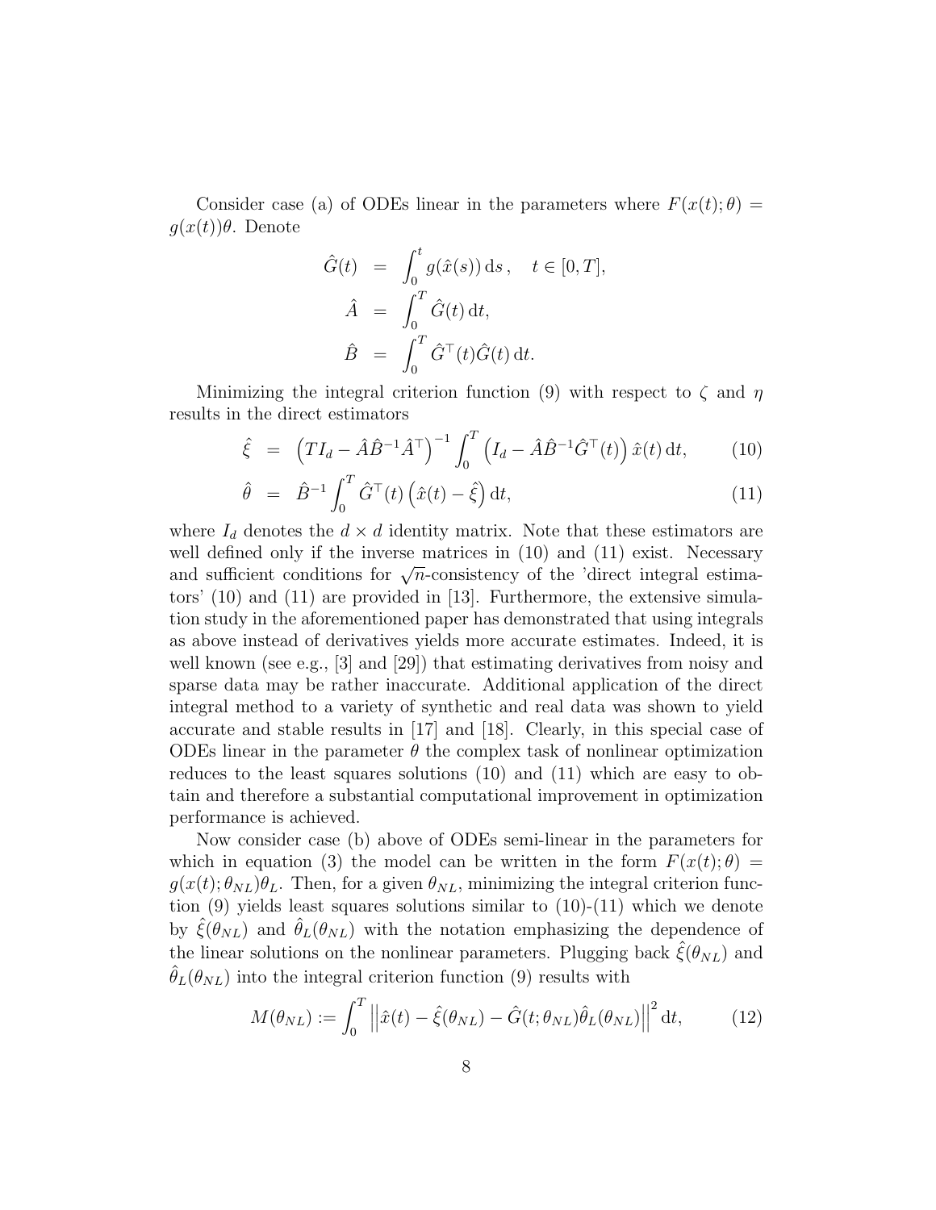Consider case (a) of ODEs linear in the parameters where $F(x(t);\theta) = g(x(t))\theta$. Denote

$$
\begin{aligned}
\hat{G}(t) &= \int_0^t g(\hat{x}(s))\,\mathrm{d}s\,, \quad t \in [0,T],\\
\hat{A} &= \int_0^T \hat{G}(t)\,\mathrm{d}t,\\
\hat{B} &= \int_0^T \hat{G}^\top(t)\hat{G}(t)\,\mathrm{d}t.
\end{aligned}
$$

Minimizing the integral criterion function (9) with respect to $\zeta$ and $\eta$ results in the direct estimators

$$
\hat{\xi} = \left(TI_d - \hat{A}\hat{B}^{-1}\hat{A}^\top\right)^{-1} \int_0^T \left(I_d - \hat{A}\hat{B}^{-1}\hat{G}^\top(t)\right)\hat{x}(t)\,\mathrm{d}t, \tag{10}
$$

$$
\hat{\theta} = \hat{B}^{-1}\int_0^T \hat{G}^\top(t)\left(\hat{x}(t) - \hat{\xi}\right)\mathrm{d}t, \tag{11}
$$

where $I_d$ denotes the $d \times d$ identity matrix. Note that these estimators are well defined only if the inverse matrices in (10) and (11) exist. Necessary and sufficient conditions for $\sqrt{n}$-consistency of the 'direct integral estimators' (10) and (11) are provided in [13]. Furthermore, the extensive simulation study in the aforementioned paper has demonstrated that using integrals as above instead of derivatives yields more accurate estimates. Indeed, it is well known (see e.g., [3] and [29]) that estimating derivatives from noisy and sparse data may be rather inaccurate. Additional application of the direct integral method to a variety of synthetic and real data was shown to yield accurate and stable results in [17] and [18]. Clearly, in this special case of ODEs linear in the parameter $\theta$ the complex task of nonlinear optimization reduces to the least squares solutions (10) and (11) which are easy to obtain and therefore a substantial computational improvement in optimization performance is achieved.

Now consider case (b) above of ODEs semi-linear in the parameters for which in equation (3) the model can be written in the form $F(x(t);\theta) = g(x(t);\theta_{NL})\theta_L$. Then, for a given $\theta_{NL}$, minimizing the integral criterion function (9) yields least squares solutions similar to (10)-(11) which we denote by $\hat{\xi}(\theta_{NL})$ and $\hat{\theta}_L(\theta_{NL})$ with the notation emphasizing the dependence of the linear solutions on the nonlinear parameters. Plugging back $\hat{\xi}(\theta_{NL})$ and $\hat{\theta}_L(\theta_{NL})$ into the integral criterion function (9) results with

$$
M(\theta_{NL}) := \int_0^T \left|\left|\hat{x}(t) - \hat{\xi}(\theta_{NL}) - \hat{G}(t;\theta_{NL})\hat{\theta}_L(\theta_{NL})\right|\right|^2 \mathrm{d}t, \tag{12}
$$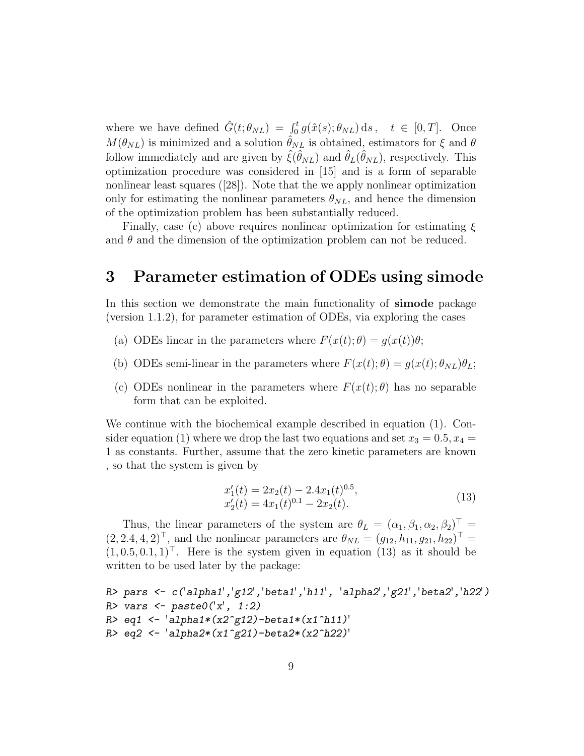where we have defined $\hat{G}(t;\theta_{NL}) = \int_0^t g(\hat{x}(s);\theta_{NL})\,\mathrm{d}s\,,\quad t \in [0,T]$. Once $M(\theta_{NL})$ is minimized and a solution $\hat{\theta}_{NL}$ is obtained, estimators for $\xi$ and $\theta$ follow immediately and are given by $\hat{\xi}(\hat{\theta}_{NL})$ and $\hat{\theta}_L(\hat{\theta}_{NL})$, respectively. This optimization procedure was considered in [15] and is a form of separable nonlinear least squares ([28]). Note that the we apply nonlinear optimization only for estimating the nonlinear parameters $\theta_{NL}$, and hence the dimension of the optimization problem has been substantially reduced.

Finally, case (c) above requires nonlinear optimization for estimating $\xi$ and $\theta$ and the dimension of the optimization problem can not be reduced.

# 3 Parameter estimation of ODEs using simode

In this section we demonstrate the main functionality of **simode** package (version 1.1.2), for parameter estimation of ODEs, via exploring the cases

(a) ODEs linear in the parameters where $F(x(t);\theta) = g(x(t))\theta$;

(b) ODEs semi-linear in the parameters where $F(x(t);\theta) = g(x(t);\theta_{NL})\theta_L$;

(c) ODEs nonlinear in the parameters where $F(x(t);\theta)$ has no separable form that can be exploited.

We continue with the biochemical example described in equation (1). Consider equation (1) where we drop the last two equations and set $x_3 = 0.5, x_4 = 1$ as constants. Further, assume that the zero kinetic parameters are known , so that the system is given by

$$
\begin{aligned}
x_1'(t) &= 2x_2(t) - 2.4x_1(t)^{0.5}, \\
x_2'(t) &= 4x_1(t)^{0.1} - 2x_2(t).
\end{aligned}
\tag{13}
$$

Thus, the linear parameters of the system are $\theta_L = (\alpha_1, \beta_1, \alpha_2, \beta_2)^\top = (2, 2.4, 4, 2)^\top$, and the nonlinear parameters are $\theta_{NL} = (g_{12}, h_{11}, g_{21}, h_{22})^\top = (1, 0.5, 0.1, 1)^\top$. Here is the system given in equation (13) as it should be written to be used later by the package:

```
R> pars <- c('alpha1','g12','beta1','h11', 'alpha2','g21','beta2','h22')
R> vars <- paste0('x', 1:2)
R> eq1 <- 'alpha1*(x2^g12)-beta1*(x1^h11)'
R> eq2 <- 'alpha2*(x1^g21)-beta2*(x2^h22)'
```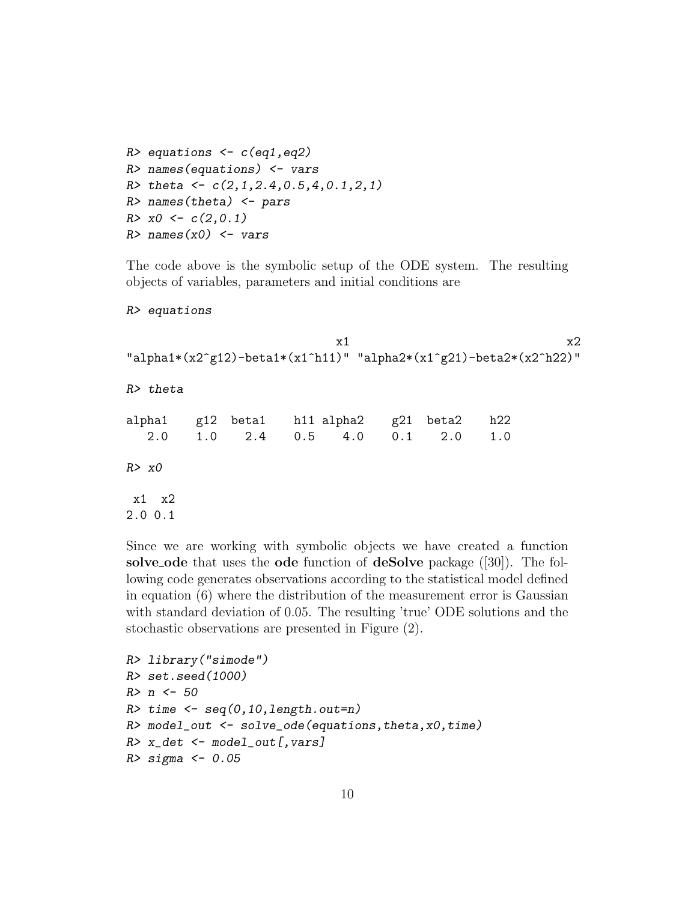```
R> equations <- c(eq1,eq2)
R> names(equations) <- vars
R> theta <- c(2,1,2.4,0.5,4,0.1,2,1)
R> names(theta) <- pars
R> x0 <- c(2,0.1)
R> names(x0) <- vars
```

The code above is the symbolic setup of the ODE system. The resulting objects of variables, parameters and initial conditions are

```
R> equations

                            x1                                x2
"alpha1*(x2^g12)-beta1*(x1^h11)" "alpha2*(x1^g21)-beta2*(x2^h22)"

R> theta

alpha1    g12  beta1    h11 alpha2    g21  beta2    h22
   2.0    1.0    2.4    0.5    4.0    0.1    2.0    1.0

R> x0

 x1  x2
2.0 0.1
```

Since we are working with symbolic objects we have created a function **solve_ode** that uses the **ode** function of **deSolve** package ([30]). The following code generates observations according to the statistical model defined in equation (6) where the distribution of the measurement error is Gaussian with standard deviation of 0.05. The resulting 'true' ODE solutions and the stochastic observations are presented in Figure (2).

```
R> library("simode")
R> set.seed(1000)
R> n <- 50
R> time <- seq(0,10,length.out=n)
R> model_out <- solve_ode(equations,theta,x0,time)
R> x_det <- model_out[,vars]
R> sigma <- 0.05
```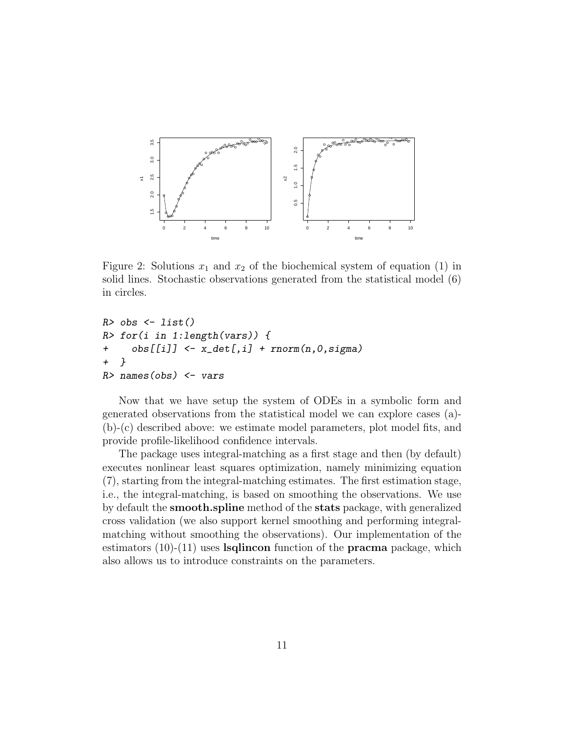Figure 2: Solutions $x_1$ and $x_2$ of the biochemical system of equation (1) in solid lines. Stochastic observations generated from the statistical model (6) in circles.

```
R> obs <- list()
R> for(i in 1:length(vars)) {
+    obs[[i]] <- x_det[,i] + rnorm(n,0,sigma)
+ }
R> names(obs) <- vars
```

Now that we have setup the system of ODEs in a symbolic form and generated observations from the statistical model we can explore cases (a)-(b)-(c) described above: we estimate model parameters, plot model fits, and provide profile-likelihood confidence intervals.

The package uses integral-matching as a first stage and then (by default) executes nonlinear least squares optimization, namely minimizing equation (7), starting from the integral-matching estimates. The first estimation stage, i.e., the integral-matching, is based on smoothing the observations. We use by default the **smooth.spline** method of the **stats** package, with generalized cross validation (we also support kernel smoothing and performing integral-matching without smoothing the observations). Our implementation of the estimators (10)-(11) uses **lsqlincon** function of the **pracma** package, which also allows us to introduce constraints on the parameters.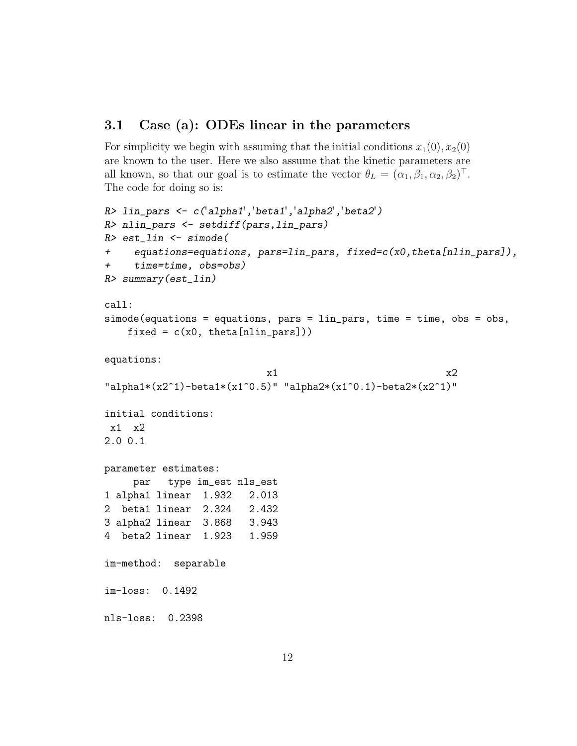### 3.1 Case (a): ODEs linear in the parameters

For simplicity we begin with assuming that the initial conditions $x_1(0), x_2(0)$ are known to the user. Here we also assume that the kinetic parameters are all known, so that our goal is to estimate the vector $\theta_L = (\alpha_1, \beta_1, \alpha_2, \beta_2)^\top$. The code for doing so is:

```
R> lin_pars <- c('alpha1','beta1','alpha2','beta2')
R> nlin_pars <- setdiff(pars,lin_pars)
R> est_lin <- simode(
+    equations=equations, pars=lin_pars, fixed=c(x0,theta[nlin_pars]),
+    time=time, obs=obs)
R> summary(est_lin)

call:
simode(equations = equations, pars = lin_pars, time = time, obs = obs,
    fixed = c(x0, theta[nlin_pars]))

equations:
                              x1                                x2
"alpha1*(x2^1)-beta1*(x1^0.5)" "alpha2*(x1^0.1)-beta2*(x2^1)"

initial conditions:
 x1  x2
2.0 0.1

parameter estimates:
     par   type im_est nls_est
1 alpha1 linear  1.932   2.013
2  beta1 linear  2.324   2.432
3 alpha2 linear  3.868   3.943
4  beta2 linear  1.923   1.959

im-method:  separable

im-loss:  0.1492

nls-loss:  0.2398
```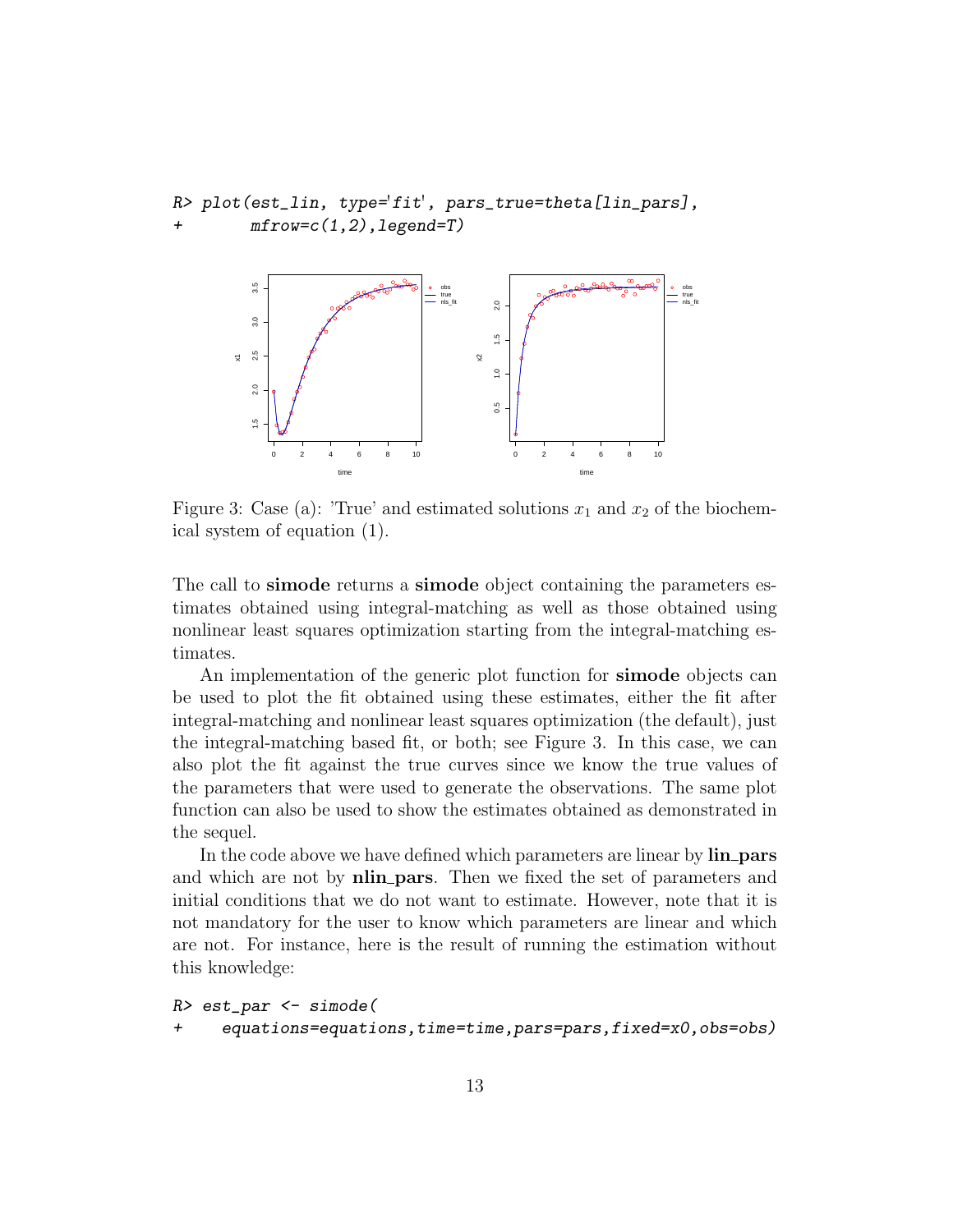```
R> plot(est_lin, type='fit', pars_true=theta[lin_pars],
+       mfrow=c(1,2),legend=T)
```

Figure 3: Case (a): 'True' and estimated solutions $x_1$ and $x_2$ of the biochemical system of equation (1).

The call to **simode** returns a **simode** object containing the parameters estimates obtained using integral-matching as well as those obtained using nonlinear least squares optimization starting from the integral-matching estimates.

An implementation of the generic plot function for **simode** objects can be used to plot the fit obtained using these estimates, either the fit after integral-matching and nonlinear least squares optimization (the default), just the integral-matching based fit, or both; see Figure 3. In this case, we can also plot the fit against the true curves since we know the true values of the parameters that were used to generate the observations. The same plot function can also be used to show the estimates obtained as demonstrated in the sequel.

In the code above we have defined which parameters are linear by **lin_pars** and which are not by **nlin_pars**. Then we fixed the set of parameters and initial conditions that we do not want to estimate. However, note that it is not mandatory for the user to know which parameters are linear and which are not. For instance, here is the result of running the estimation without this knowledge:

```
R> est_par <- simode(
+    equations=equations,time=time,pars=pars,fixed=x0,obs=obs)
```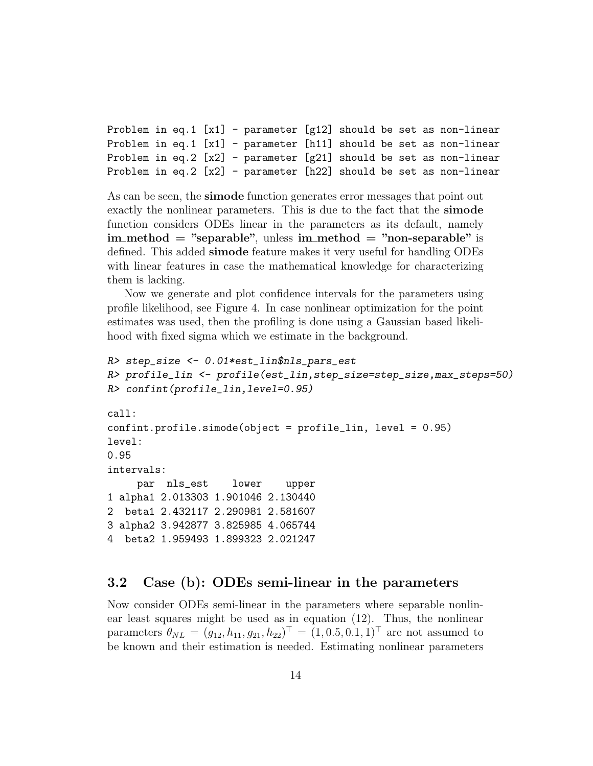```
Problem in eq.1 [x1] - parameter [g12] should be set as non-linear
Problem in eq.1 [x1] - parameter [h11] should be set as non-linear
Problem in eq.2 [x2] - parameter [g21] should be set as non-linear
Problem in eq.2 [x2] - parameter [h22] should be set as non-linear
```

As can be seen, the **simode** function generates error messages that point out exactly the nonlinear parameters. This is due to the fact that the **simode** function considers ODEs linear in the parameters as its default, namely **im_method = "separable"**, unless **im_method = "non-separable"** is defined. This added **simode** feature makes it very useful for handling ODEs with linear features in case the mathematical knowledge for characterizing them is lacking.

Now we generate and plot confidence intervals for the parameters using profile likelihood, see Figure 4. In case nonlinear optimization for the point estimates was used, then the profiling is done using a Gaussian based likelihood with fixed sigma which we estimate in the background.

```
R> step_size <- 0.01*est_lin$nls_pars_est
R> profile_lin <- profile(est_lin,step_size=step_size,max_steps=50)
R> confint(profile_lin,level=0.95)

call:
confint.profile.simode(object = profile_lin, level = 0.95)
level:
0.95
intervals:
     par  nls_est    lower    upper
1 alpha1 2.013303 1.901046 2.130440
2  beta1 2.432117 2.290981 2.581607
3 alpha2 3.942877 3.825985 4.065744
4  beta2 1.959493 1.899323 2.021247
```

### 3.2 Case (b): ODEs semi-linear in the parameters

Now consider ODEs semi-linear in the parameters where separable nonlinear least squares might be used as in equation (12). Thus, the nonlinear parameters $\theta_{NL} = (g_{12}, h_{11}, g_{21}, h_{22})^\top = (1, 0.5, 0.1, 1)^\top$ are not assumed to be known and their estimation is needed. Estimating nonlinear parameters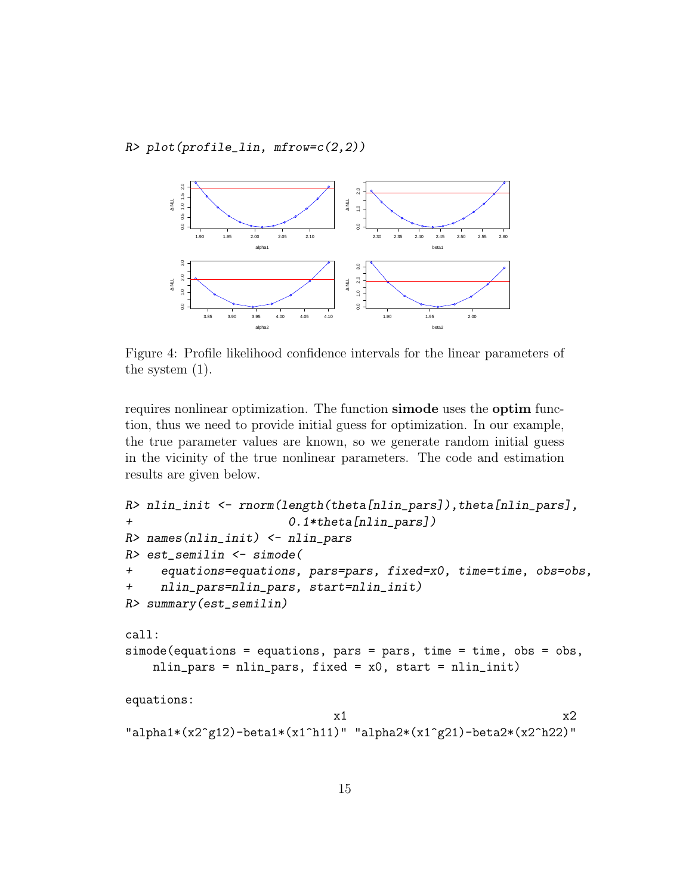```
R> plot(profile_lin, mfrow=c(2,2))
```

Figure 4: Profile likelihood confidence intervals for the linear parameters of the system (1).

requires nonlinear optimization. The function **simode** uses the **optim** function, thus we need to provide initial guess for optimization. In our example, the true parameter values are known, so we generate random initial guess in the vicinity of the true nonlinear parameters. The code and estimation results are given below.

```
R> nlin_init <- rnorm(length(theta[nlin_pars]),theta[nlin_pars],
+                     0.1*theta[nlin_pars])
R> names(nlin_init) <- nlin_pars
R> est_semilin <- simode(
+    equations=equations, pars=pars, fixed=x0, time=time, obs=obs,
+    nlin_pars=nlin_pars, start=nlin_init)
R> summary(est_semilin)

call:
simode(equations = equations, pars = pars, time = time, obs = obs,
    nlin_pars = nlin_pars, fixed = x0, start = nlin_init)

equations:
                             x1                              x2
"alpha1*(x2^g12)-beta1*(x1^h11)" "alpha2*(x1^g21)-beta2*(x2^h22)"
```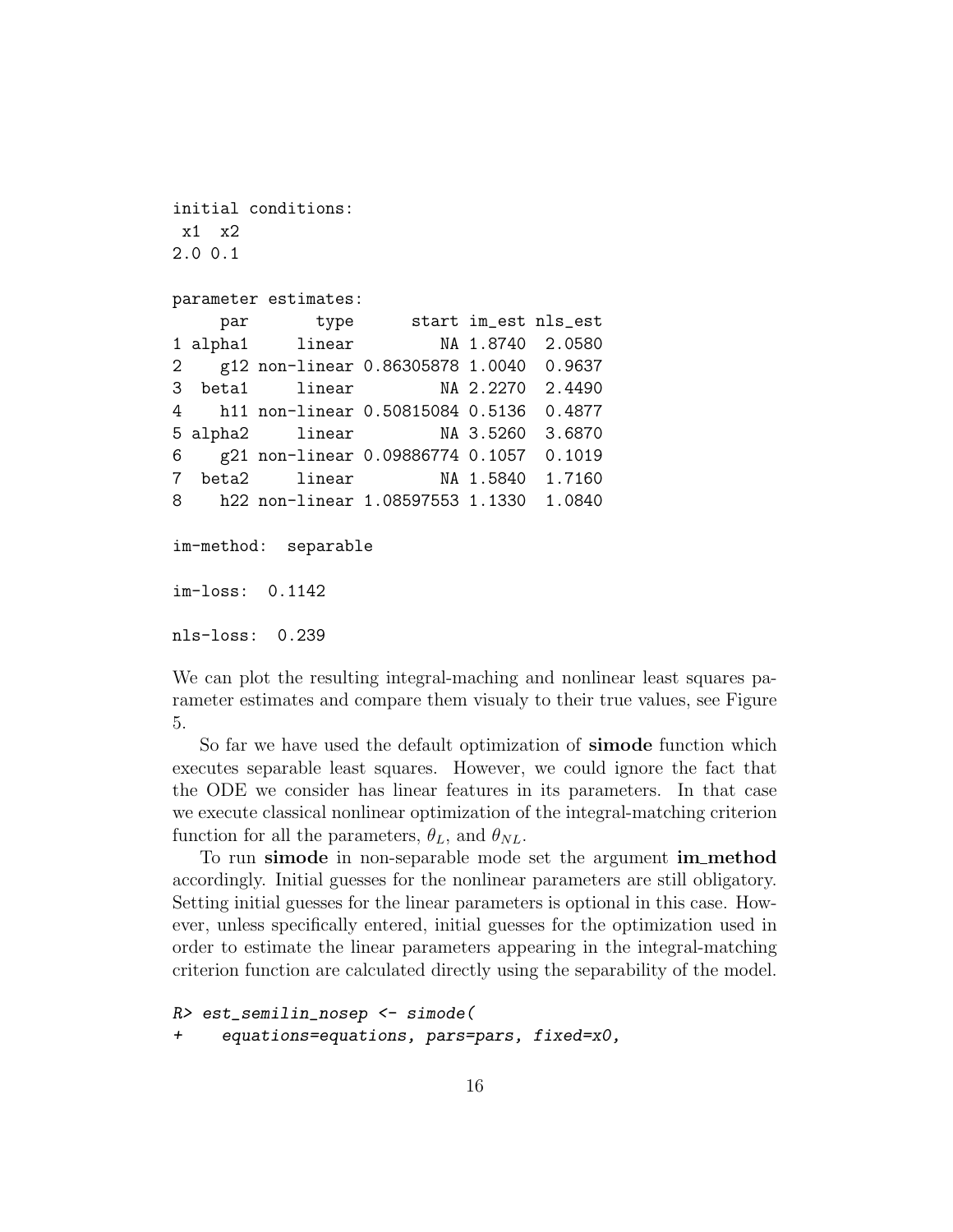```
initial conditions:
 x1  x2
2.0 0.1

parameter estimates:
     par       type      start im_est nls_est
1 alpha1     linear         NA 1.8740  2.0580
2    g12 non-linear 0.86305878 1.0040  0.9637
3  beta1     linear         NA 2.2270  2.4490
4    h11 non-linear 0.50815084 0.5136  0.4877
5 alpha2     linear         NA 3.5260  3.6870
6    g21 non-linear 0.09886774 0.1057  0.1019
7  beta2     linear         NA 1.5840  1.7160
8    h22 non-linear 1.08597553 1.1330  1.0840

im-method:  separable

im-loss:  0.1142

nls-loss:  0.239
```

We can plot the resulting integral-maching and nonlinear least squares parameter estimates and compare them visualy to their true values, see Figure 5.

So far we have used the default optimization of **simode** function which executes separable least squares. However, we could ignore the fact that the ODE we consider has linear features in its parameters. In that case we execute classical nonlinear optimization of the integral-matching criterion function for all the parameters, $\theta_L$, and $\theta_{NL}$.

To run **simode** in non-separable mode set the argument **im_method** accordingly. Initial guesses for the nonlinear parameters are still obligatory. Setting initial guesses for the linear parameters is optional in this case. However, unless specifically entered, initial guesses for the optimization used in order to estimate the linear parameters appearing in the integral-matching criterion function are calculated directly using the separability of the model.

```
R> est_semilin_nosep <- simode(
+    equations=equations, pars=pars, fixed=x0,
```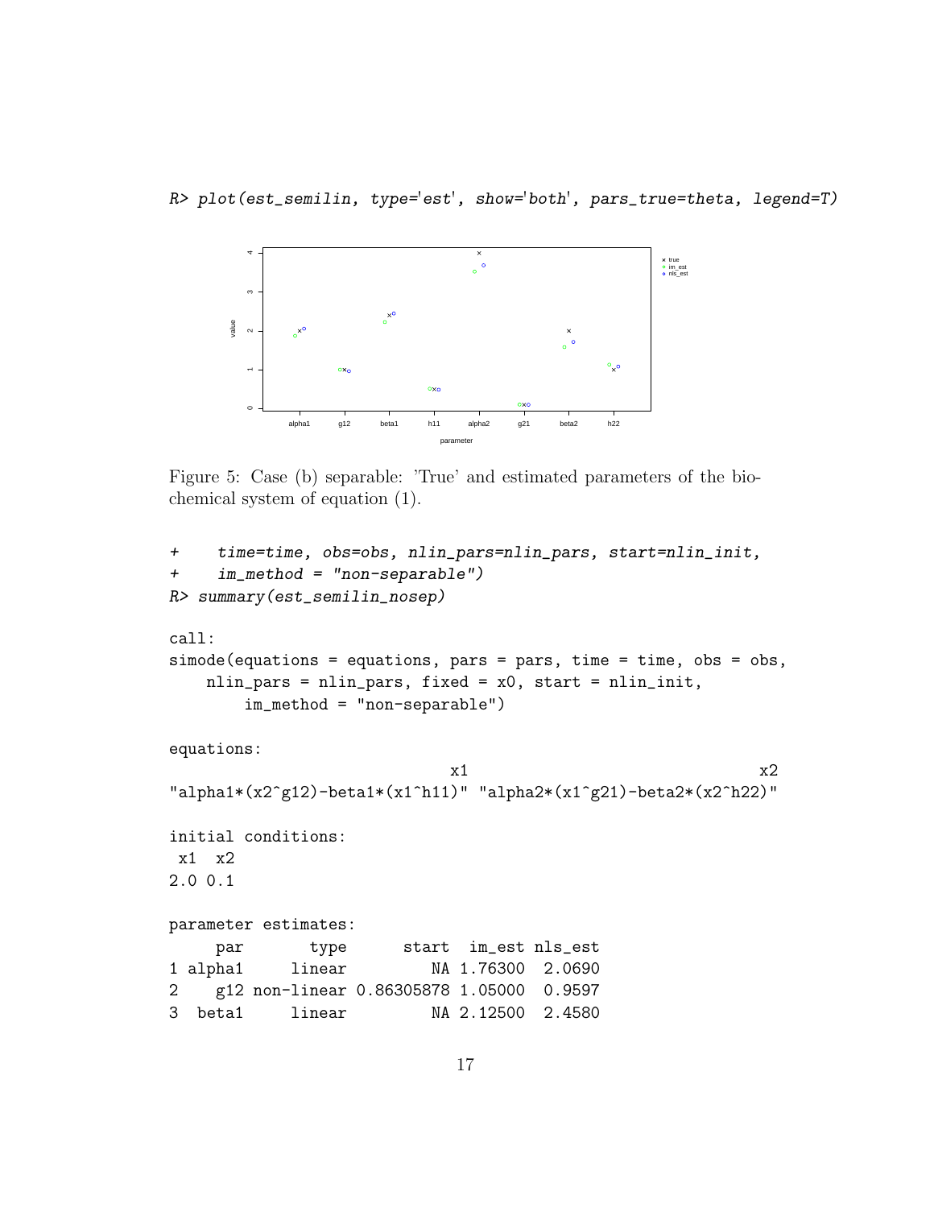```
R> plot(est_semilin, type='est', show='both', pars_true=theta, legend=T)
```

Figure 5: Case (b) separable: 'True' and estimated parameters of the biochemical system of equation (1).

```
+     time=time, obs=obs, nlin_pars=nlin_pars, start=nlin_init,
+     im_method = "non-separable")
R> summary(est_semilin_nosep)

call:
simode(equations = equations, pars = pars, time = time, obs = obs,
    nlin_pars = nlin_pars, fixed = x0, start = nlin_init,
        im_method = "non-separable")

equations:
                              x1                                  x2
"alpha1*(x2^g12)-beta1*(x1^h11)" "alpha2*(x1^g21)-beta2*(x2^h22)"

initial conditions:
 x1  x2
2.0 0.1

parameter estimates:
     par       type      start  im_est nls_est
1 alpha1     linear         NA 1.76300  2.0690
2    g12 non-linear 0.86305878 1.05000  0.9597
3  beta1     linear         NA 2.12500  2.4580
```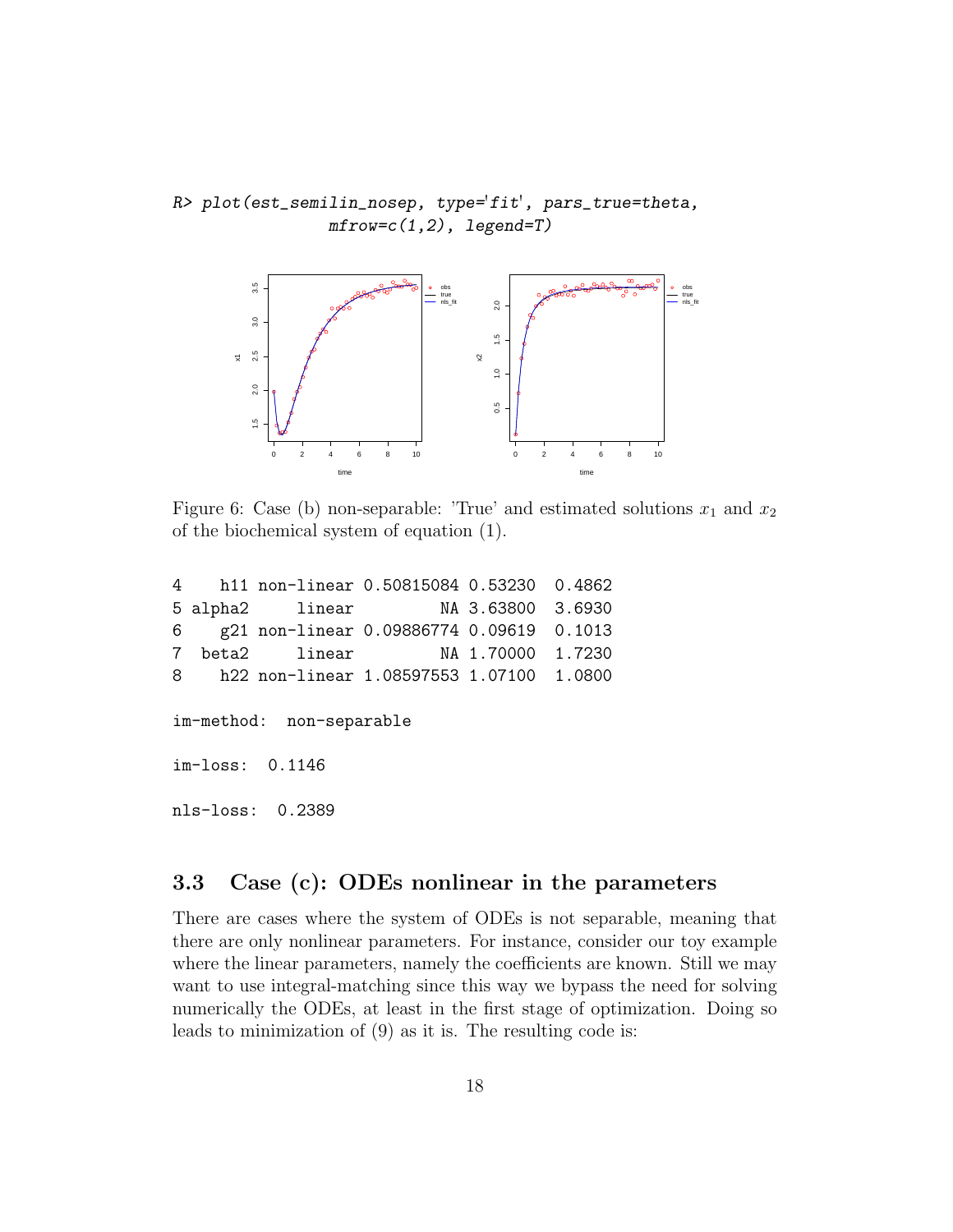```
R> plot(est_semilin_nosep, type='fit', pars_true=theta,
              mfrow=c(1,2), legend=T)
```

Figure 6: Case (b) non-separable: 'True' and estimated solutions $x_1$ and $x_2$ of the biochemical system of equation (1).

```
4    h11 non-linear 0.50815084 0.53230  0.4862
5 alpha2     linear         NA 3.63800  3.6930
6    g21 non-linear 0.09886774 0.09619  0.1013
7  beta2     linear         NA 1.70000  1.7230
8    h22 non-linear 1.08597553 1.07100  1.0800

im-method:  non-separable

im-loss:  0.1146

nls-loss:  0.2389
```

### 3.3 Case (c): ODEs nonlinear in the parameters

There are cases where the system of ODEs is not separable, meaning that there are only nonlinear parameters. For instance, consider our toy example where the linear parameters, namely the coefficients are known. Still we may want to use integral-matching since this way we bypass the need for solving numerically the ODEs, at least in the first stage of optimization. Doing so leads to minimization of (9) as it is. The resulting code is: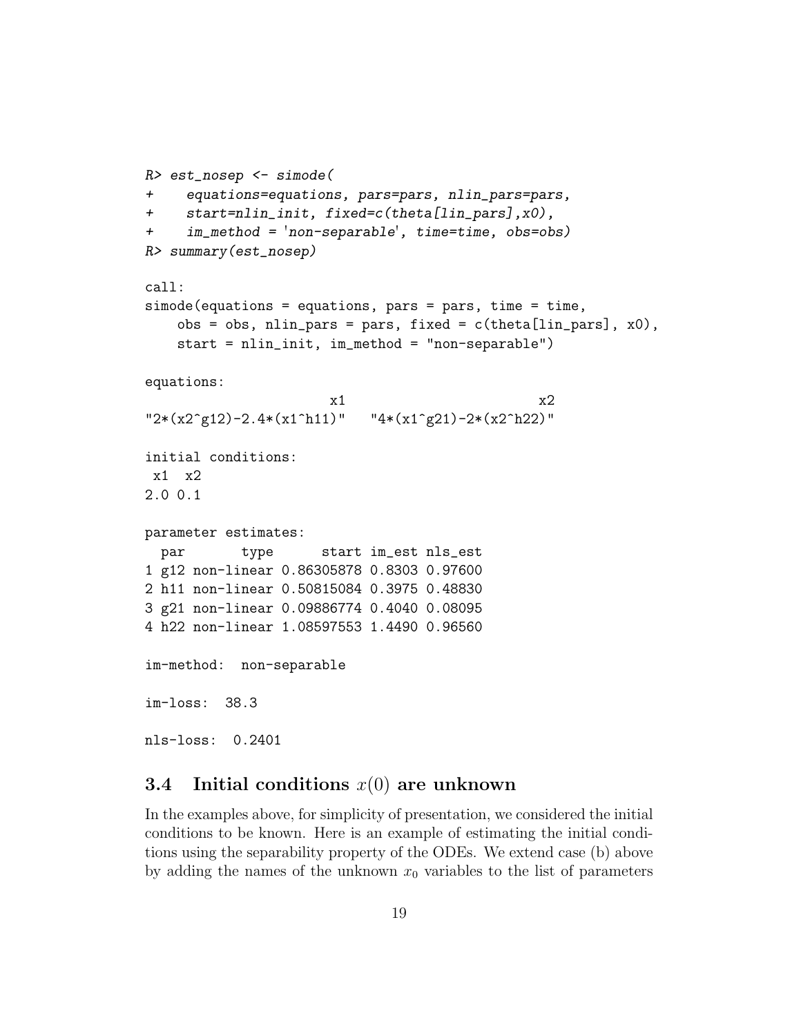```
R> est_nosep <- simode(
+    equations=equations, pars=pars, nlin_pars=pars,
+    start=nlin_init, fixed=c(theta[lin_pars],x0),
+    im_method = 'non-separable', time=time, obs=obs)
R> summary(est_nosep)

call:
simode(equations = equations, pars = pars, time = time,
    obs = obs, nlin_pars = pars, fixed = c(theta[lin_pars], x0),
    start = nlin_init, im_method = "non-separable")

equations:
                      x1                          x2
"2*(x2^g12)-2.4*(x1^h11)"   "4*(x1^g21)-2*(x2^h22)"

initial conditions:
 x1  x2
2.0 0.1

parameter estimates:
  par       type      start im_est nls_est
1 g12 non-linear 0.86305878 0.8303 0.97600
2 h11 non-linear 0.50815084 0.3975 0.48830
3 g21 non-linear 0.09886774 0.4040 0.08095
4 h22 non-linear 1.08597553 1.4490 0.96560

im-method:  non-separable

im-loss:  38.3

nls-loss:  0.2401
```

### 3.4 Initial conditions $x(0)$ are unknown

In the examples above, for simplicity of presentation, we considered the initial conditions to be known. Here is an example of estimating the initial conditions using the separability property of the ODEs. We extend case (b) above by adding the names of the unknown $x_0$ variables to the list of parameters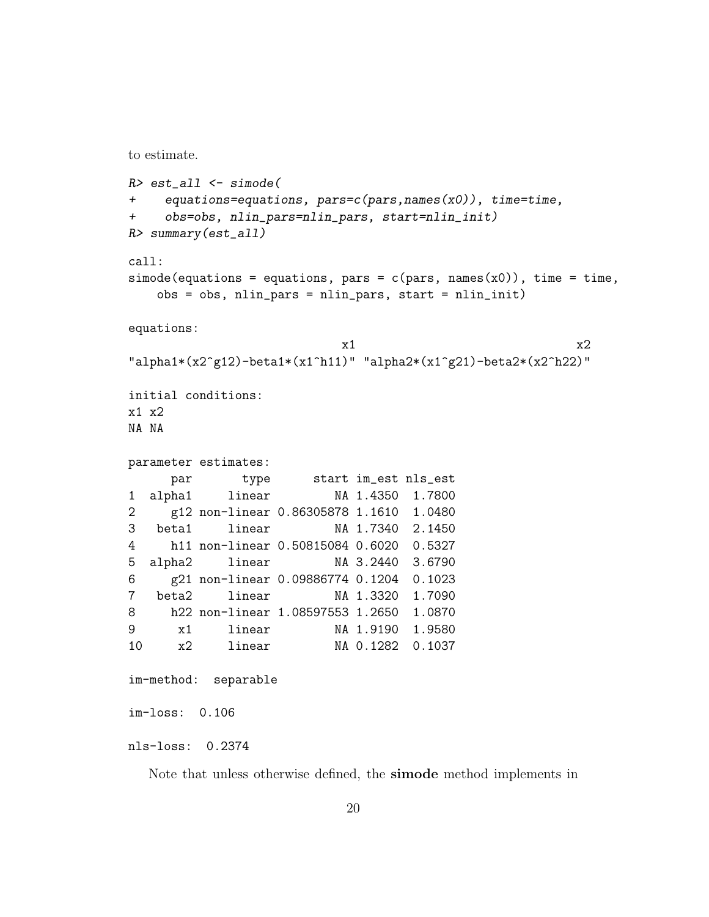to estimate.

```
R> est_all <- simode(
+    equations=equations, pars=c(pars,names(x0)), time=time,
+    obs=obs, nlin_pars=nlin_pars, start=nlin_init)
R> summary(est_all)

call:
simode(equations = equations, pars = c(pars, names(x0)), time = time,
    obs = obs, nlin_pars = nlin_pars, start = nlin_init)

equations:
                              x1                               x2
"alpha1*(x2^g12)-beta1*(x1^h11)" "alpha2*(x1^g21)-beta2*(x2^h22)"

initial conditions:
x1 x2
NA NA

parameter estimates:
      par       type      start im_est nls_est
1  alpha1     linear         NA 1.4350  1.7800
2     g12 non-linear 0.86305878 1.1610  1.0480
3   beta1     linear         NA 1.7340  2.1450
4     h11 non-linear 0.50815084 0.6020  0.5327
5  alpha2     linear         NA 3.2440  3.6790
6     g21 non-linear 0.09886774 0.1204  0.1023
7   beta2     linear         NA 1.3320  1.7090
8     h22 non-linear 1.08597553 1.2650  1.0870
9      x1     linear         NA 1.9190  1.9580
10     x2     linear         NA 0.1282  0.1037

im-method:  separable

im-loss:  0.106

nls-loss:  0.2374
```

Note that unless otherwise defined, the **simode** method implements in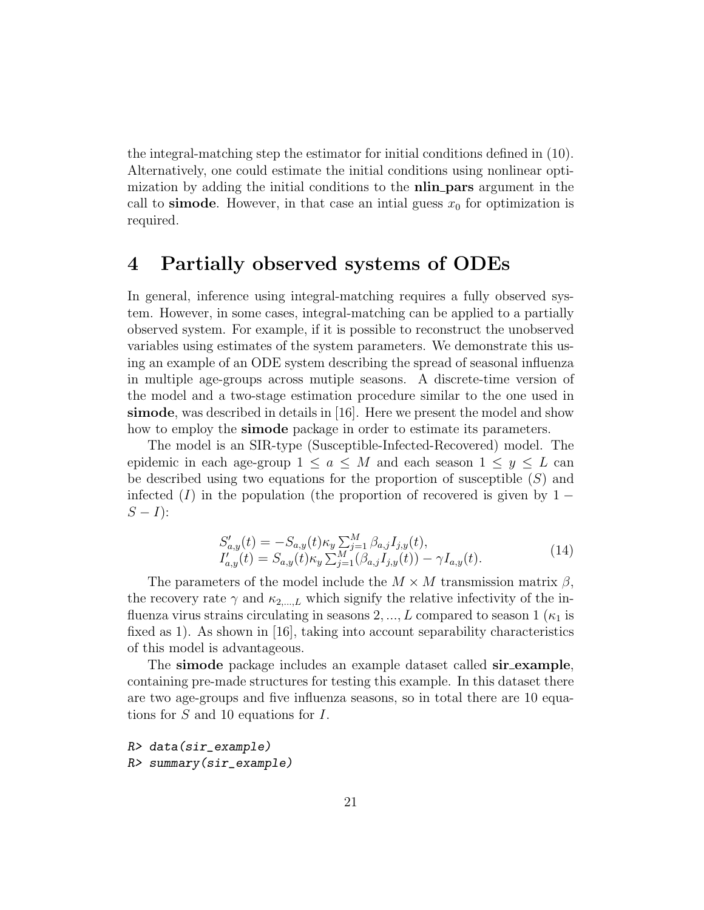the integral-matching step the estimator for initial conditions defined in (10). Alternatively, one could estimate the initial conditions using nonlinear optimization by adding the initial conditions to the **nlin_pars** argument in the call to **simode**. However, in that case an intial guess $x_0$ for optimization is required.

# 4 Partially observed systems of ODEs

In general, inference using integral-matching requires a fully observed system. However, in some cases, integral-matching can be applied to a partially observed system. For example, if it is possible to reconstruct the unobserved variables using estimates of the system parameters. We demonstrate this using an example of an ODE system describing the spread of seasonal influenza in multiple age-groups across mutiple seasons. A discrete-time version of the model and a two-stage estimation procedure similar to the one used in **simode**, was described in details in [16]. Here we present the model and show how to employ the **simode** package in order to estimate its parameters.

The model is an SIR-type (Susceptible-Infected-Recovered) model. The epidemic in each age-group $1 \leq a \leq M$ and each season $1 \leq y \leq L$ can be described using two equations for the proportion of susceptible ($S$) and infected ($I$) in the population (the proportion of recovered is given by $1 - S - I$):

$$
\begin{aligned}
S'_{a,y}(t) &= -S_{a,y}(t)\kappa_y \textstyle\sum_{j=1}^{M} \beta_{a,j} I_{j,y}(t), \\
I'_{a,y}(t) &= S_{a,y}(t)\kappa_y \textstyle\sum_{j=1}^{M} (\beta_{a,j} I_{j,y}(t)) - \gamma I_{a,y}(t).
\end{aligned}
\tag{14}
$$

The parameters of the model include the $M \times M$ transmission matrix $\beta$, the recovery rate $\gamma$ and $\kappa_{2,\ldots,L}$ which signify the relative infectivity of the influenza virus strains circulating in seasons $2, ..., L$ compared to season 1 ($\kappa_1$ is fixed as 1). As shown in [16], taking into account separability characteristics of this model is advantageous.

The **simode** package includes an example dataset called **sir_example**, containing pre-made structures for testing this example. In this dataset there are two age-groups and five influenza seasons, so in total there are 10 equations for $S$ and 10 equations for $I$.

```
R> data(sir_example)
R> summary(sir_example)
```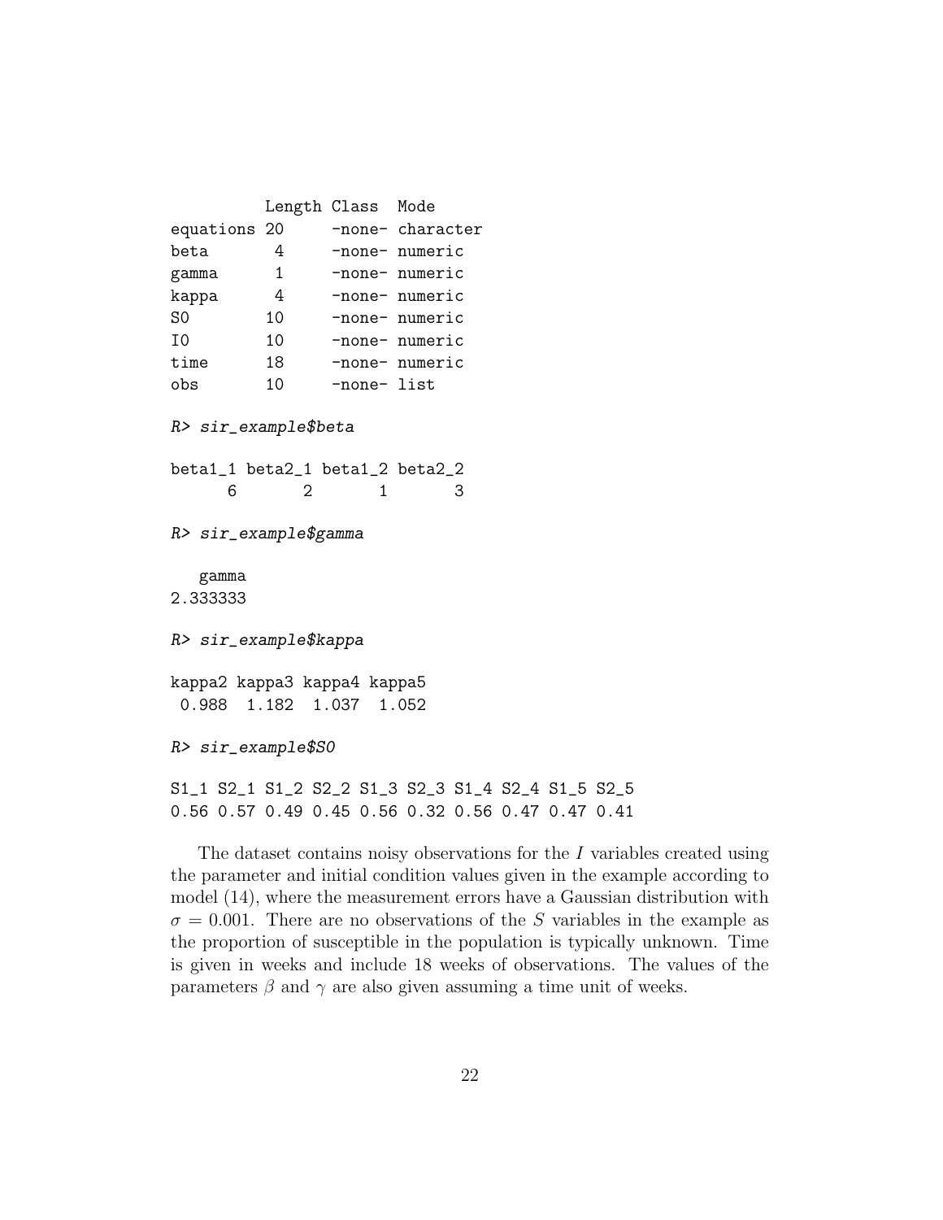```
          Length Class  Mode
equations 20     -none- character
beta       4     -none- numeric
gamma      1     -none- numeric
kappa      4     -none- numeric
S0        10     -none- numeric
I0        10     -none- numeric
time      18     -none- numeric
obs       10     -none- list
```

```
R> sir_example$beta

beta1_1 beta2_1 beta1_2 beta2_2
      6       2       1       3
```

```
R> sir_example$gamma

   gamma
2.333333
```

```
R> sir_example$kappa

kappa2 kappa3 kappa4 kappa5
 0.988  1.182  1.037  1.052
```

```
R> sir_example$S0

S1_1 S2_1 S1_2 S2_2 S1_3 S2_3 S1_4 S2_4 S1_5 S2_5
0.56 0.57 0.49 0.45 0.56 0.32 0.56 0.47 0.47 0.41
```

The dataset contains noisy observations for the $I$ variables created using the parameter and initial condition values given in the example according to model (14), where the measurement errors have a Gaussian distribution with $\sigma = 0.001$. There are no observations of the $S$ variables in the example as the proportion of susceptible in the population is typically unknown. Time is given in weeks and include 18 weeks of observations. The values of the parameters $\beta$ and $\gamma$ are also given assuming a time unit of weeks.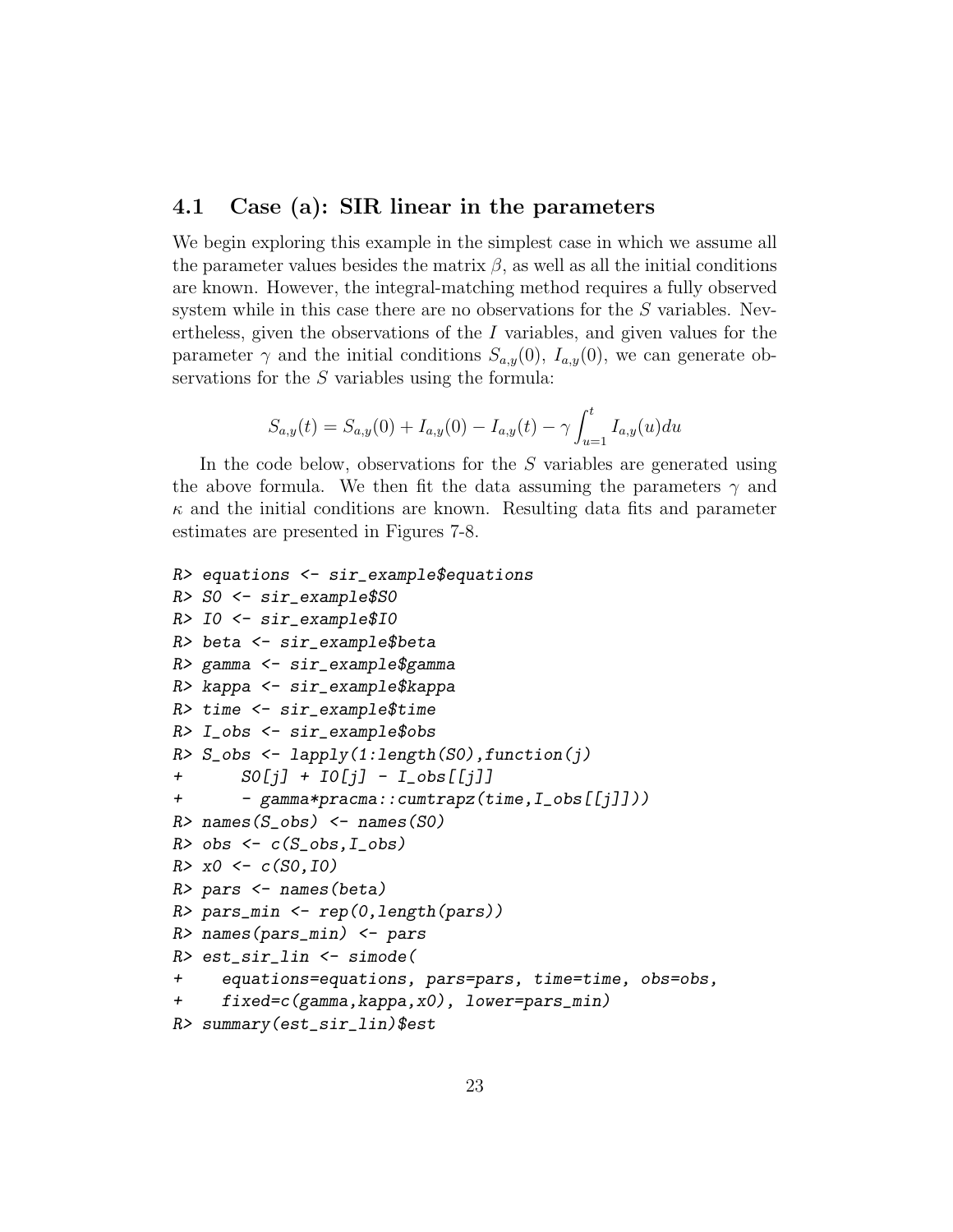## 4.1 Case (a): SIR linear in the parameters

We begin exploring this example in the simplest case in which we assume all the parameter values besides the matrix $\beta$, as well as all the initial conditions are known. However, the integral-matching method requires a fully observed system while in this case there are no observations for the $S$ variables. Nevertheless, given the observations of the $I$ variables, and given values for the parameter $\gamma$ and the initial conditions $S_{a,y}(0)$, $I_{a,y}(0)$, we can generate observations for the $S$ variables using the formula:

$$S_{a,y}(t) = S_{a,y}(0) + I_{a,y}(0) - I_{a,y}(t) - \gamma \int_{u=1}^{t} I_{a,y}(u)du$$

In the code below, observations for the $S$ variables are generated using the above formula. We then fit the data assuming the parameters $\gamma$ and $\kappa$ and the initial conditions are known. Resulting data fits and parameter estimates are presented in Figures 7-8.

```
R> equations <- sir_example$equations
R> S0 <- sir_example$S0
R> I0 <- sir_example$I0
R> beta <- sir_example$beta
R> gamma <- sir_example$gamma
R> kappa <- sir_example$kappa
R> time <- sir_example$time
R> I_obs <- sir_example$obs
R> S_obs <- lapply(1:length(S0),function(j)
+      S0[j] + I0[j] - I_obs[[j]]
+      - gamma*pracma::cumtrapz(time,I_obs[[j]]))
R> names(S_obs) <- names(S0)
R> obs <- c(S_obs,I_obs)
R> x0 <- c(S0,I0)
R> pars <- names(beta)
R> pars_min <- rep(0,length(pars))
R> names(pars_min) <- pars
R> est_sir_lin <- simode(
+    equations=equations, pars=pars, time=time, obs=obs,
+    fixed=c(gamma,kappa,x0), lower=pars_min)
R> summary(est_sir_lin)$est
```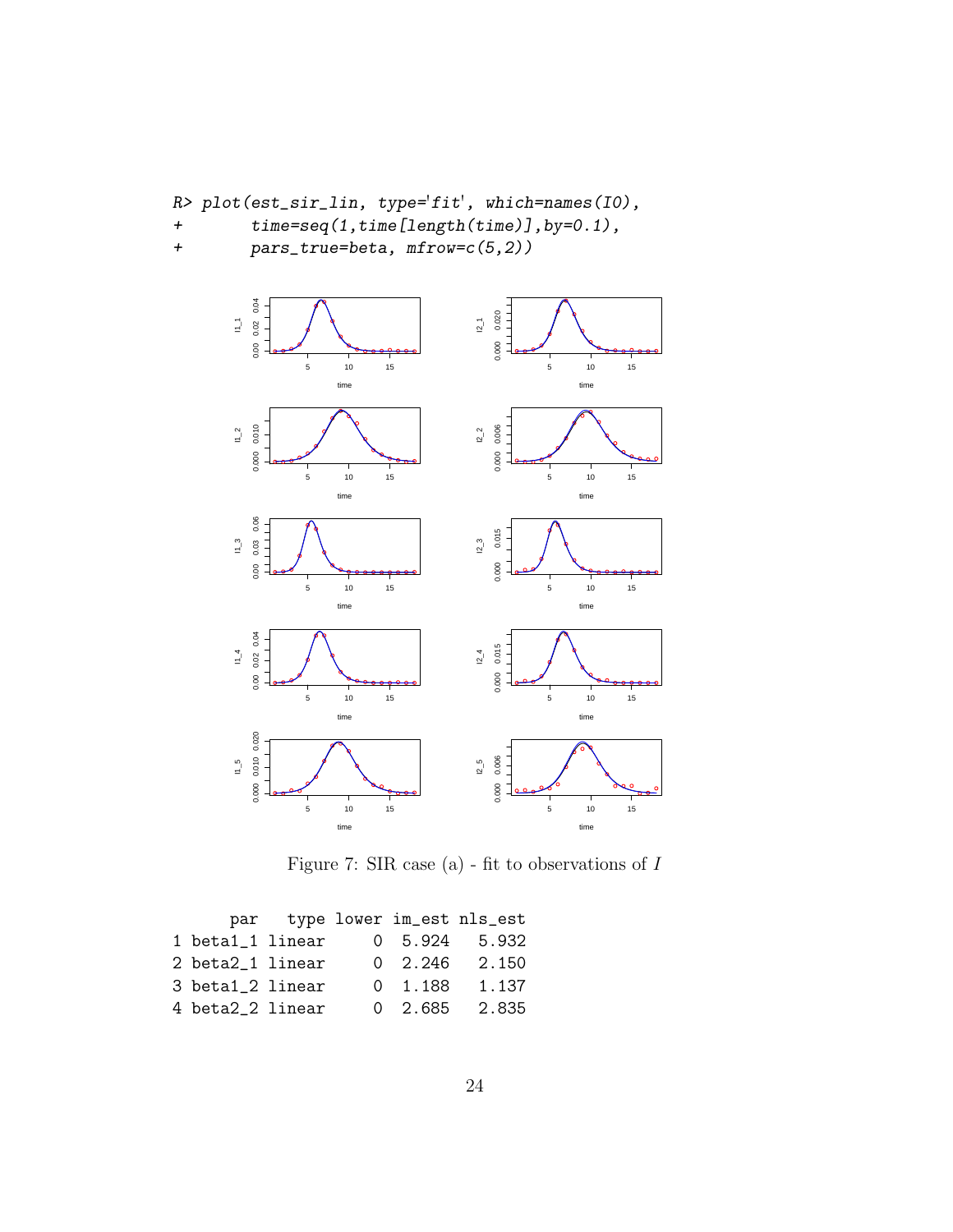```
R> plot(est_sir_lin, type='fit', which=names(I0),
+       time=seq(1,time[length(time)],by=0.1),
+       pars_true=beta, mfrow=c(5,2))
```

Figure 7: SIR case (a) - fit to observations of $I$

```
      par   type lower im_est nls_est
1 beta1_1 linear     0  5.924   5.932
2 beta2_1 linear     0  2.246   2.150
3 beta1_2 linear     0  1.188   1.137
4 beta2_2 linear     0  2.685   2.835
```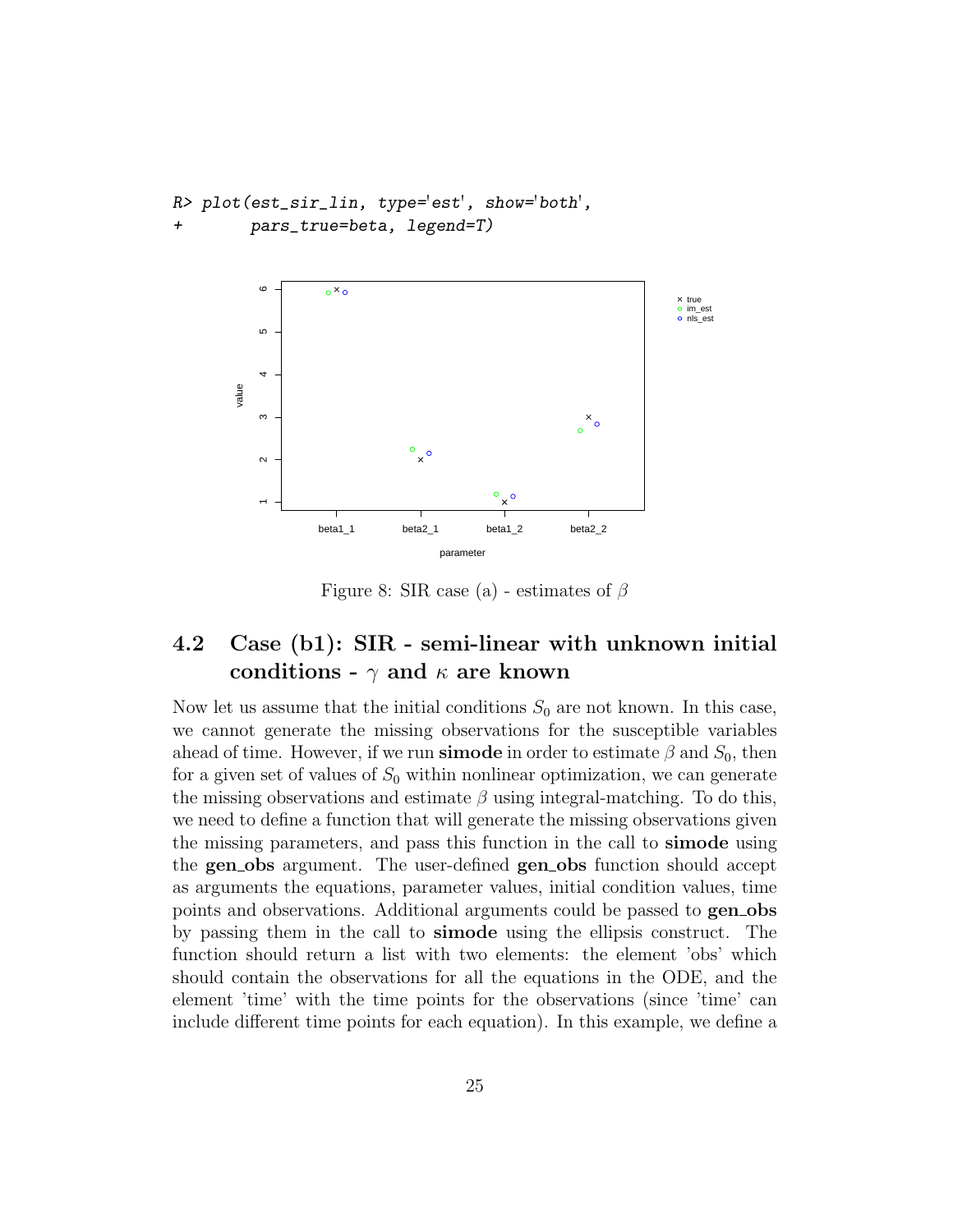```
R> plot(est_sir_lin, type='est', show='both',
+       pars_true=beta, legend=T)
```

Figure 8: SIR case (a) - estimates of $\beta$

## 4.2 Case (b1): SIR - semi-linear with unknown initial conditions - $\gamma$ and $\kappa$ are known

Now let us assume that the initial conditions $S_0$ are not known. In this case, we cannot generate the missing observations for the susceptible variables ahead of time. However, if we run **simode** in order to estimate $\beta$ and $S_0$, then for a given set of values of $S_0$ within nonlinear optimization, we can generate the missing observations and estimate $\beta$ using integral-matching. To do this, we need to define a function that will generate the missing observations given the missing parameters, and pass this function in the call to **simode** using the **gen_obs** argument. The user-defined **gen_obs** function should accept as arguments the equations, parameter values, initial condition values, time points and observations. Additional arguments could be passed to **gen_obs** by passing them in the call to **simode** using the ellipsis construct. The function should return a list with two elements: the element 'obs' which should contain the observations for all the equations in the ODE, and the element 'time' with the time points for the observations (since 'time' can include different time points for each equation). In this example, we define a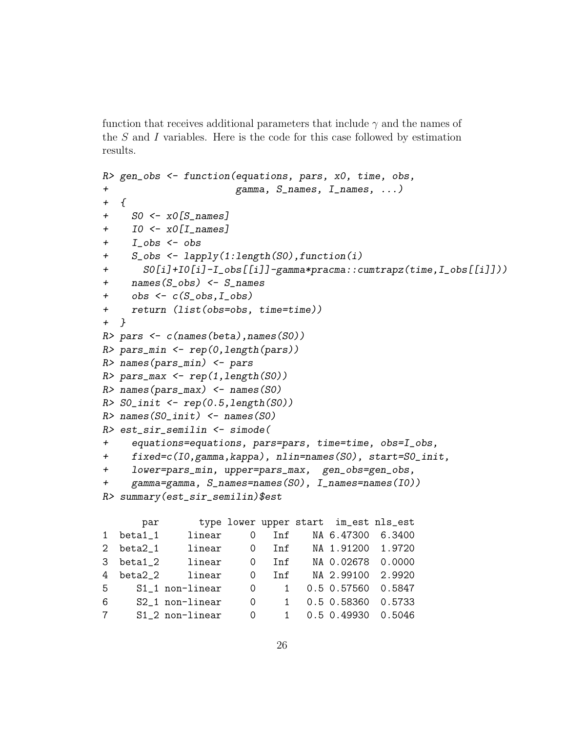function that receives additional parameters that include $\gamma$ and the names of the $S$ and $I$ variables. Here is the code for this case followed by estimation results.

```
R> gen_obs <- function(equations, pars, x0, time, obs,
+                      gamma, S_names, I_names, ...)
+ {
+   S0 <- x0[S_names]
+   I0 <- x0[I_names]
+   I_obs <- obs
+   S_obs <- lapply(1:length(S0),function(i)
+     S0[i]+I0[i]-I_obs[[i]]-gamma*pracma::cumtrapz(time,I_obs[[i]]))
+   names(S_obs) <- S_names
+   obs <- c(S_obs,I_obs)
+   return (list(obs=obs, time=time))
+ }
R> pars <- c(names(beta),names(S0))
R> pars_min <- rep(0,length(pars))
R> names(pars_min) <- pars
R> pars_max <- rep(1,length(S0))
R> names(pars_max) <- names(S0)
R> S0_init <- rep(0.5,length(S0))
R> names(S0_init) <- names(S0)
R> est_sir_semilin <- simode(
+   equations=equations, pars=pars, time=time, obs=I_obs,
+   fixed=c(I0,gamma,kappa), nlin=names(S0), start=S0_init,
+   lower=pars_min, upper=pars_max,  gen_obs=gen_obs,
+   gamma=gamma, S_names=names(S0), I_names=names(I0))
R> summary(est_sir_semilin)$est

     par       type lower upper start  im_est nls_est
1 beta1_1     linear     0   Inf    NA 6.47300  6.3400
2 beta2_1     linear     0   Inf    NA 1.91200  1.9720
3 beta1_2     linear     0   Inf    NA 0.02678  0.0000
4 beta2_2     linear     0   Inf    NA 2.99100  2.9920
5    S1_1 non-linear     0     1   0.5 0.57560  0.5847
6    S2_1 non-linear     0     1   0.5 0.58360  0.5733
7    S1_2 non-linear     0     1   0.5 0.49930  0.5046
```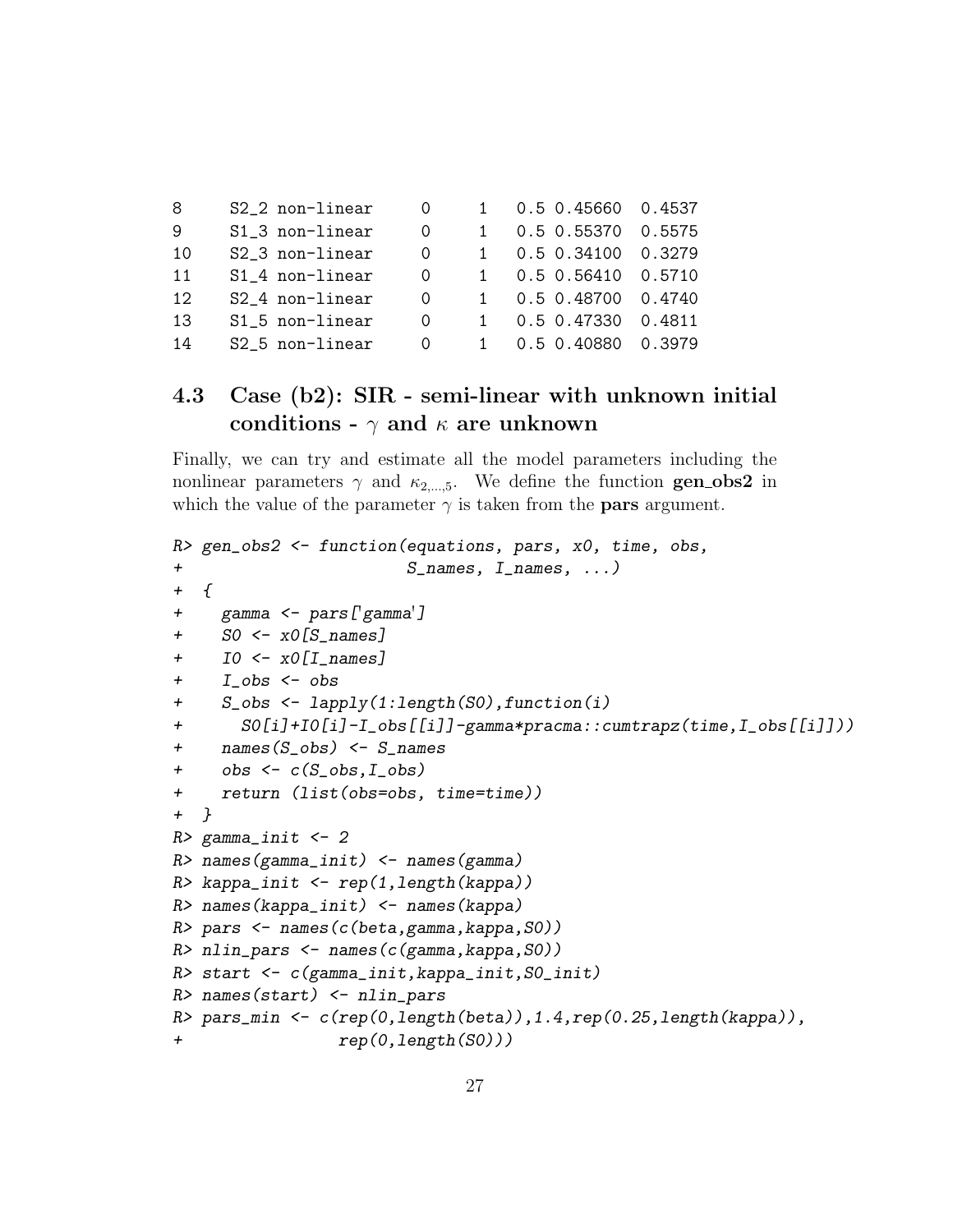```
8     S2_2 non-linear    0    1   0.5 0.45660  0.4537
9     S1_3 non-linear    0    1   0.5 0.55370  0.5575
10    S2_3 non-linear    0    1   0.5 0.34100  0.3279
11    S1_4 non-linear    0    1   0.5 0.56410  0.5710
12    S2_4 non-linear    0    1   0.5 0.48700  0.4740
13    S1_5 non-linear    0    1   0.5 0.47330  0.4811
14    S2_5 non-linear    0    1   0.5 0.40880  0.3979
```

## 4.3 Case (b2): SIR - semi-linear with unknown initial conditions - $\gamma$ and $\kappa$ are unknown

Finally, we can try and estimate all the model parameters including the nonlinear parameters $\gamma$ and $\kappa_{2,\ldots,5}$. We define the function **gen_obs2** in which the value of the parameter $\gamma$ is taken from the **pars** argument.

```
R> gen_obs2 <- function(equations, pars, x0, time, obs,
+                       S_names, I_names, ...)
+  {
+    gamma <- pars['gamma']
+    S0 <- x0[S_names]
+    I0 <- x0[I_names]
+    I_obs <- obs
+    S_obs <- lapply(1:length(S0),function(i)
+      S0[i]+I0[i]-I_obs[[i]]-gamma*pracma::cumtrapz(time,I_obs[[i]]))
+    names(S_obs) <- S_names
+    obs <- c(S_obs,I_obs)
+    return (list(obs=obs, time=time))
+  }
R> gamma_init <- 2
R> names(gamma_init) <- names(gamma)
R> kappa_init <- rep(1,length(kappa))
R> names(kappa_init) <- names(kappa)
R> pars <- names(c(beta,gamma,kappa,S0))
R> nlin_pars <- names(c(gamma,kappa,S0))
R> start <- c(gamma_init,kappa_init,S0_init)
R> names(start) <- nlin_pars
R> pars_min <- c(rep(0,length(beta)),1.4,rep(0.25,length(kappa)),
+               rep(0,length(S0)))
```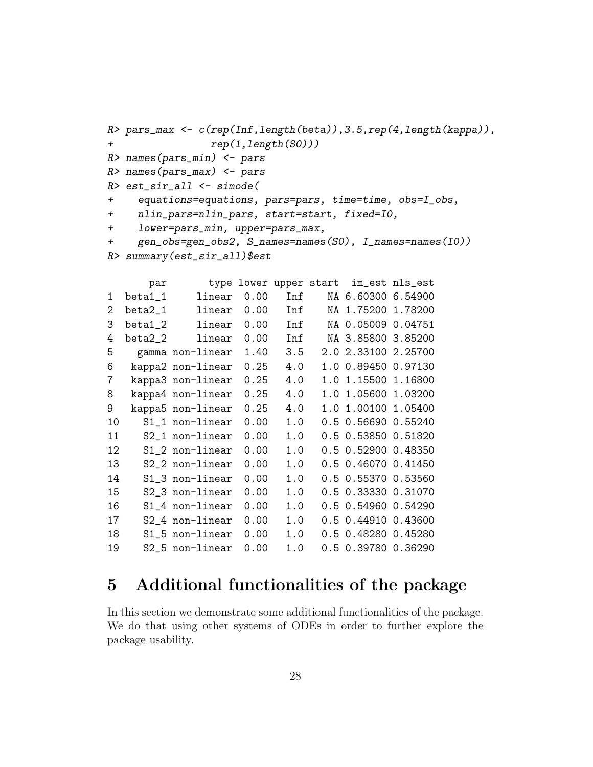```
R> pars_max <- c(rep(Inf,length(beta)),3.5,rep(4,length(kappa)),
+              rep(1,length(S0)))
R> names(pars_min) <- pars
R> names(pars_max) <- pars
R> est_sir_all <- simode(
+    equations=equations, pars=pars, time=time, obs=I_obs,
+    nlin_pars=nlin_pars, start=start, fixed=I0,
+    lower=pars_min, upper=pars_max,
+    gen_obs=gen_obs2, S_names=names(S0), I_names=names(I0))
R> summary(est_sir_all)$est

      par       type lower upper start  im_est nls_est
1  beta1_1     linear  0.00   Inf    NA 6.60300 6.54900
2  beta2_1     linear  0.00   Inf    NA 1.75200 1.78200
3  beta1_2     linear  0.00   Inf    NA 0.05009 0.04751
4  beta2_2     linear  0.00   Inf    NA 3.85800 3.85200
5    gamma non-linear  1.40   3.5   2.0 2.33100 2.25700
6   kappa2 non-linear  0.25   4.0   1.0 0.89450 0.97130
7   kappa3 non-linear  0.25   4.0   1.0 1.15500 1.16800
8   kappa4 non-linear  0.25   4.0   1.0 1.05600 1.03200
9   kappa5 non-linear  0.25   4.0   1.0 1.00100 1.05400
10    S1_1 non-linear  0.00   1.0   0.5 0.56690 0.55240
11    S2_1 non-linear  0.00   1.0   0.5 0.53850 0.51820
12    S1_2 non-linear  0.00   1.0   0.5 0.52900 0.48350
13    S2_2 non-linear  0.00   1.0   0.5 0.46070 0.41450
14    S1_3 non-linear  0.00   1.0   0.5 0.55370 0.53560
15    S2_3 non-linear  0.00   1.0   0.5 0.33330 0.31070
16    S1_4 non-linear  0.00   1.0   0.5 0.54960 0.54290
17    S2_4 non-linear  0.00   1.0   0.5 0.44910 0.43600
18    S1_5 non-linear  0.00   1.0   0.5 0.48280 0.45280
19    S2_5 non-linear  0.00   1.0   0.5 0.39780 0.36290
```

# 5 Additional functionalities of the package

In this section we demonstrate some additional functionalities of the package. We do that using other systems of ODEs in order to further explore the package usability.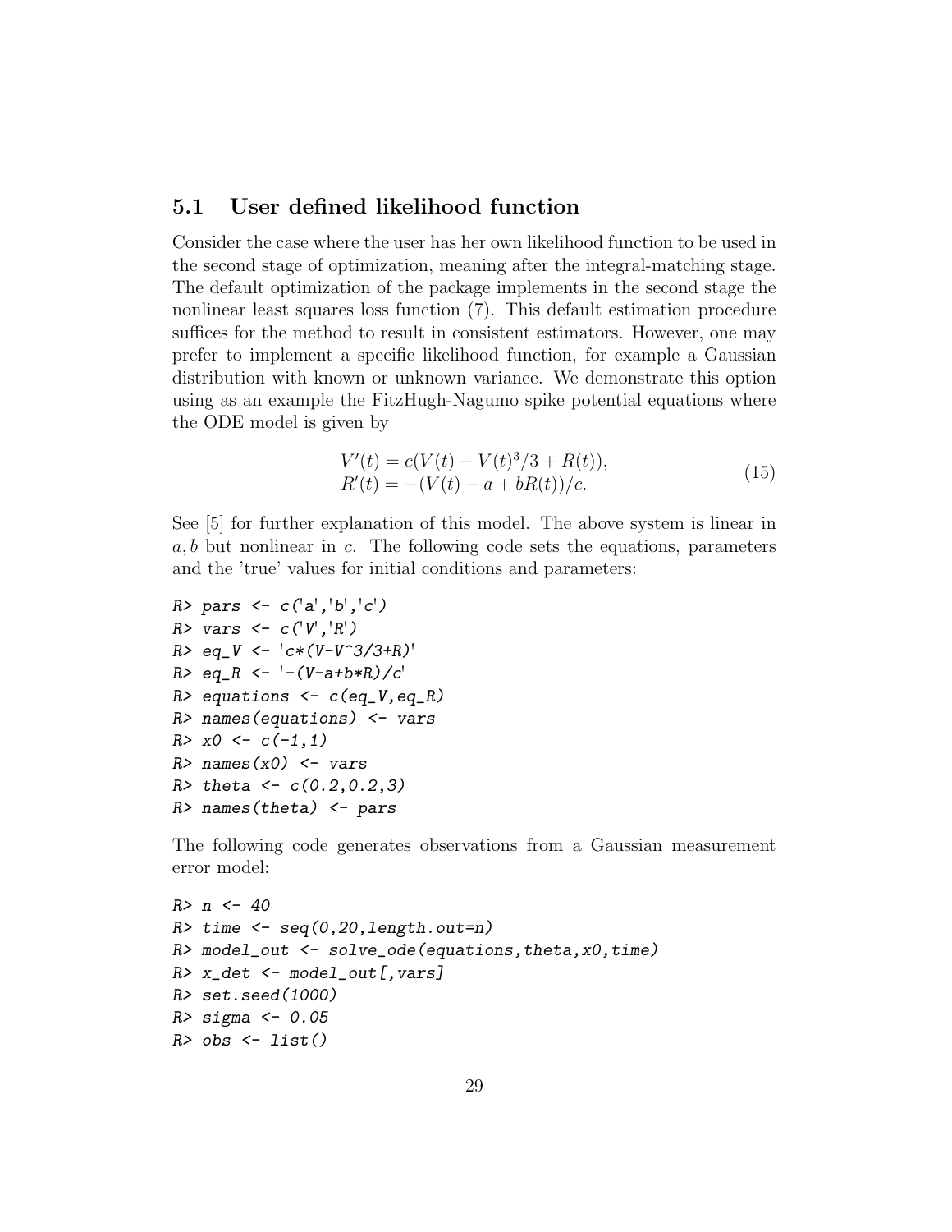### 5.1 User defined likelihood function

Consider the case where the user has her own likelihood function to be used in the second stage of optimization, meaning after the integral-matching stage. The default optimization of the package implements in the second stage the nonlinear least squares loss function (7). This default estimation procedure suffices for the method to result in consistent estimators. However, one may prefer to implement a specific likelihood function, for example a Gaussian distribution with known or unknown variance. We demonstrate this option using as an example the FitzHugh-Nagumo spike potential equations where the ODE model is given by

$$\begin{aligned} V'(t) &= c(V(t) - V(t)^3/3 + R(t)), \\ R'(t) &= -(V(t) - a + bR(t))/c. \end{aligned} \tag{15}$$

See [5] for further explanation of this model. The above system is linear in $a, b$ but nonlinear in $c$. The following code sets the equations, parameters and the 'true' values for initial conditions and parameters:

```
R> pars <- c('a','b','c')
R> vars <- c('V','R')
R> eq_V <- 'c*(V-V^3/3+R)'
R> eq_R <- '-(V-a+b*R)/c'
R> equations <- c(eq_V,eq_R)
R> names(equations) <- vars
R> x0 <- c(-1,1)
R> names(x0) <- vars
R> theta <- c(0.2,0.2,3)
R> names(theta) <- pars
```

The following code generates observations from a Gaussian measurement error model:

```
R> n <- 40
R> time <- seq(0,20,length.out=n)
R> model_out <- solve_ode(equations,theta,x0,time)
R> x_det <- model_out[,vars]
R> set.seed(1000)
R> sigma <- 0.05
R> obs <- list()
```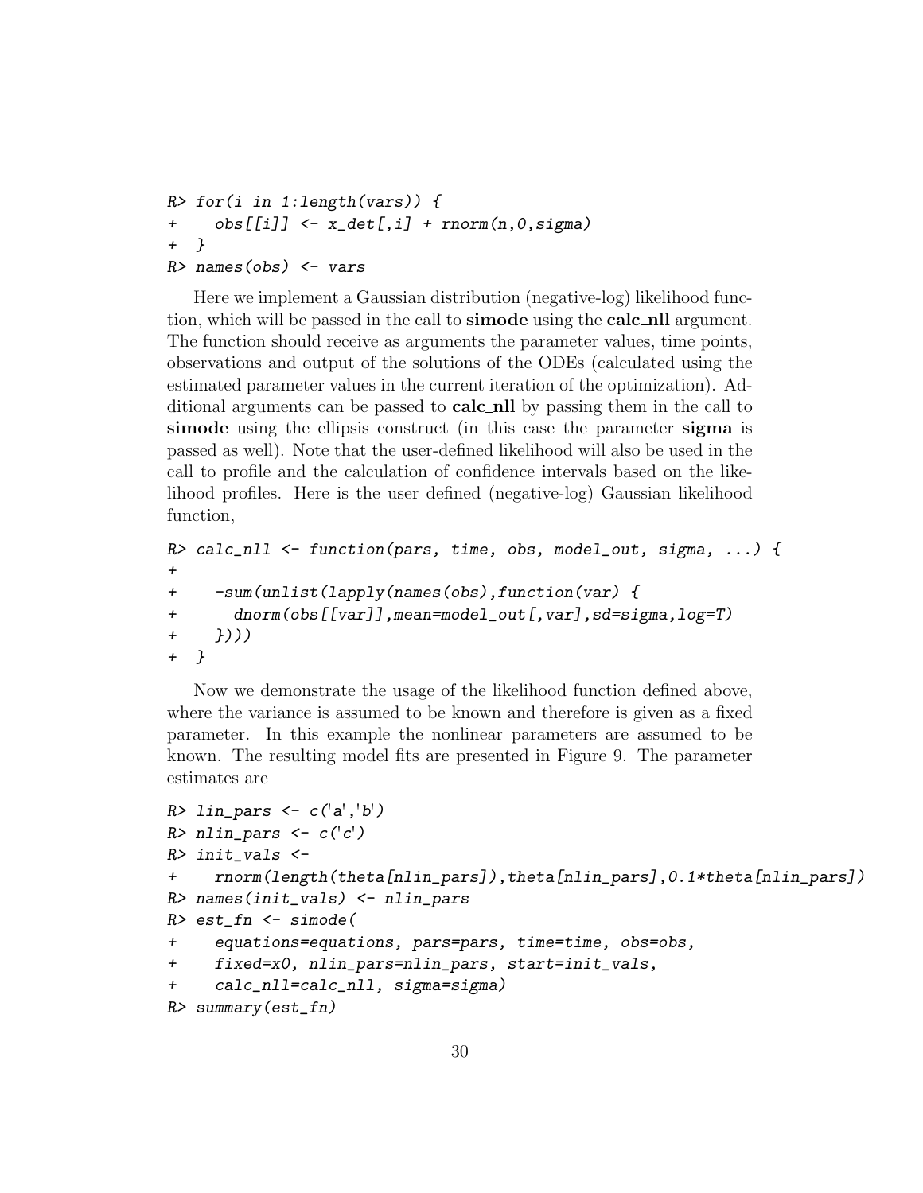```
R> for(i in 1:length(vars)) {
+    obs[[i]] <- x_det[,i] + rnorm(n,0,sigma)
+  }
R> names(obs) <- vars
```

Here we implement a Gaussian distribution (negative-log) likelihood function, which will be passed in the call to **simode** using the **calc_nll** argument. The function should receive as arguments the parameter values, time points, observations and output of the solutions of the ODEs (calculated using the estimated parameter values in the current iteration of the optimization). Additional arguments can be passed to **calc_nll** by passing them in the call to **simode** using the ellipsis construct (in this case the parameter **sigma** is passed as well). Note that the user-defined likelihood will also be used in the call to profile and the calculation of confidence intervals based on the likelihood profiles. Here is the user defined (negative-log) Gaussian likelihood function,

```
R> calc_nll <- function(pars, time, obs, model_out, sigma, ...) {
+
+    -sum(unlist(lapply(names(obs),function(var) {
+      dnorm(obs[[var]],mean=model_out[,var],sd=sigma,log=T)
+    })))
+  }
```

Now we demonstrate the usage of the likelihood function defined above, where the variance is assumed to be known and therefore is given as a fixed parameter. In this example the nonlinear parameters are assumed to be known. The resulting model fits are presented in Figure 9. The parameter estimates are

```
R> lin_pars <- c('a','b')
R> nlin_pars <- c('c')
R> init_vals <-
+    rnorm(length(theta[nlin_pars]),theta[nlin_pars],0.1*theta[nlin_pars])
R> names(init_vals) <- nlin_pars
R> est_fn <- simode(
+    equations=equations, pars=pars, time=time, obs=obs,
+    fixed=x0, nlin_pars=nlin_pars, start=init_vals,
+    calc_nll=calc_nll, sigma=sigma)
R> summary(est_fn)
```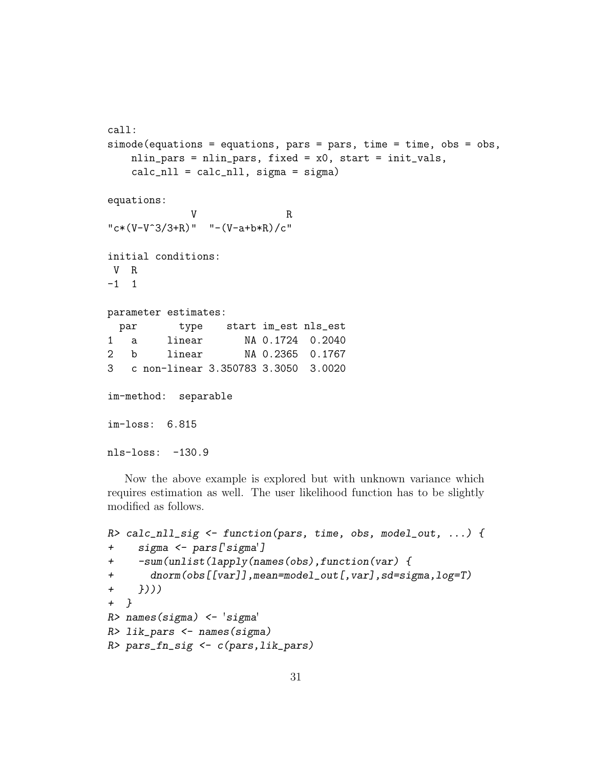```
call:
simode(equations = equations, pars = pars, time = time, obs = obs,
    nlin_pars = nlin_pars, fixed = x0, start = init_vals,
    calc_nll = calc_nll, sigma = sigma)

equations:
            V               R
"c*(V-V^3/3+R)"  "-(V-a+b*R)/c"

initial conditions:
 V  R
-1  1

parameter estimates:
  par       type    start im_est nls_est
1   a     linear       NA 0.1724  0.2040
2   b     linear       NA 0.2365  0.1767
3   c non-linear 3.350783 3.3050  3.0020

im-method:  separable

im-loss:  6.815

nls-loss:  -130.9
```

Now the above example is explored but with unknown variance which requires estimation as well. The user likelihood function has to be slightly modified as follows.

```
R> calc_nll_sig <- function(pars, time, obs, model_out, ...) {
+    sigma <- pars['sigma']
+    -sum(unlist(lapply(names(obs),function(var) {
+      dnorm(obs[[var]],mean=model_out[,var],sd=sigma,log=T)
+    })))
+  }
R> names(sigma) <- 'sigma'
R> lik_pars <- names(sigma)
R> pars_fn_sig <- c(pars,lik_pars)
```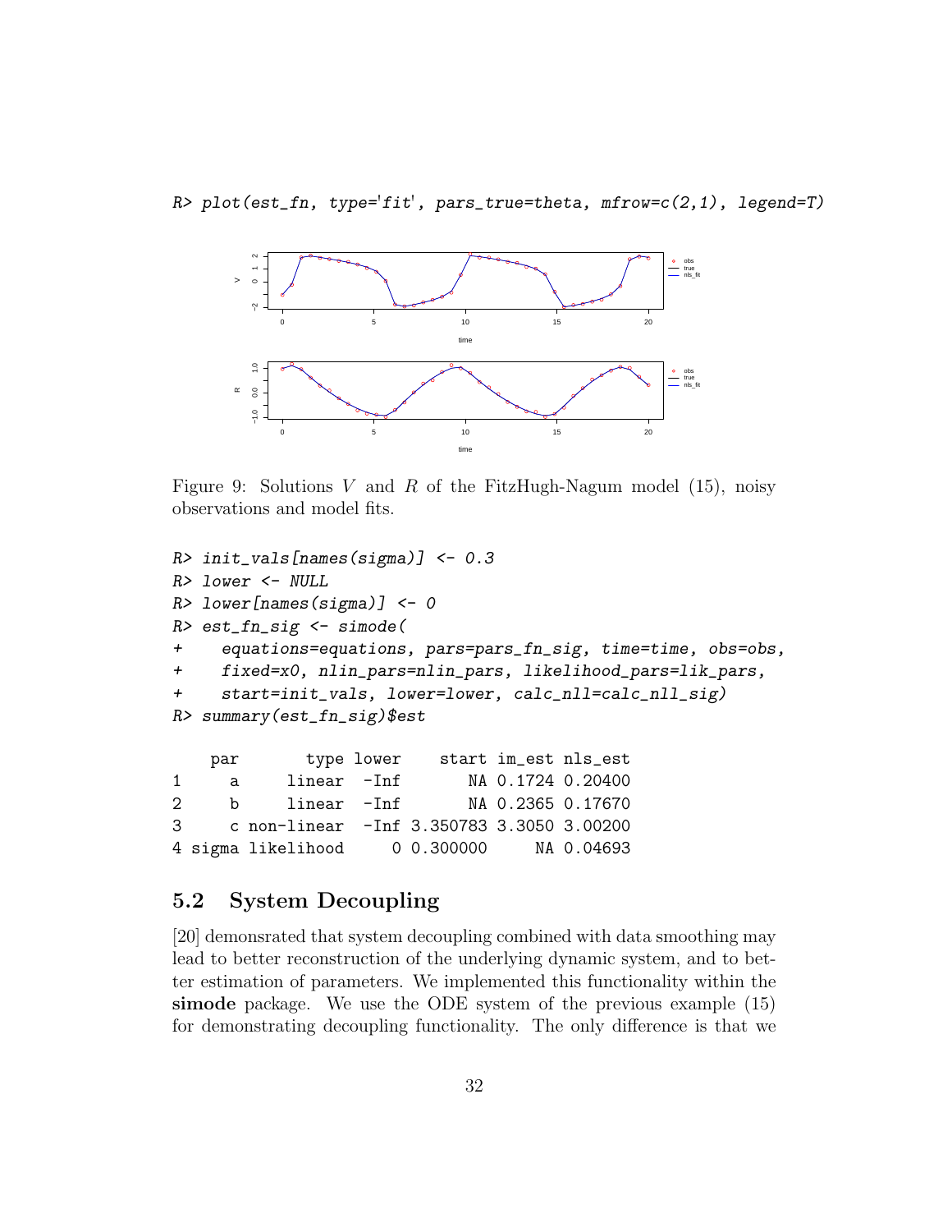```
R> plot(est_fn, type='fit', pars_true=theta, mfrow=c(2,1), legend=T)
```

Figure 9: Solutions $V$ and $R$ of the FitzHugh-Nagum model (15), noisy observations and model fits.

```
R> init_vals[names(sigma)] <- 0.3
R> lower <- NULL
R> lower[names(sigma)] <- 0
R> est_fn_sig <- simode(
+    equations=equations, pars=pars_fn_sig, time=time, obs=obs,
+    fixed=x0, nlin_pars=nlin_pars, likelihood_pars=lik_pars,
+    start=init_vals, lower=lower, calc_nll=calc_nll_sig)
R> summary(est_fn_sig)$est

    par       type lower    start im_est nls_est
1     a     linear  -Inf       NA 0.1724 0.20400
2     b     linear  -Inf       NA 0.2365 0.17670
3     c non-linear  -Inf 3.350783 3.3050 3.00200
4 sigma likelihood     0 0.300000     NA 0.04693
```

## 5.2 System Decoupling

[20] demonsrated that system decoupling combined with data smoothing may lead to better reconstruction of the underlying dynamic system, and to better estimation of parameters. We implemented this functionality within the **simode** package. We use the ODE system of the previous example (15) for demonstrating decoupling functionality. The only difference is that we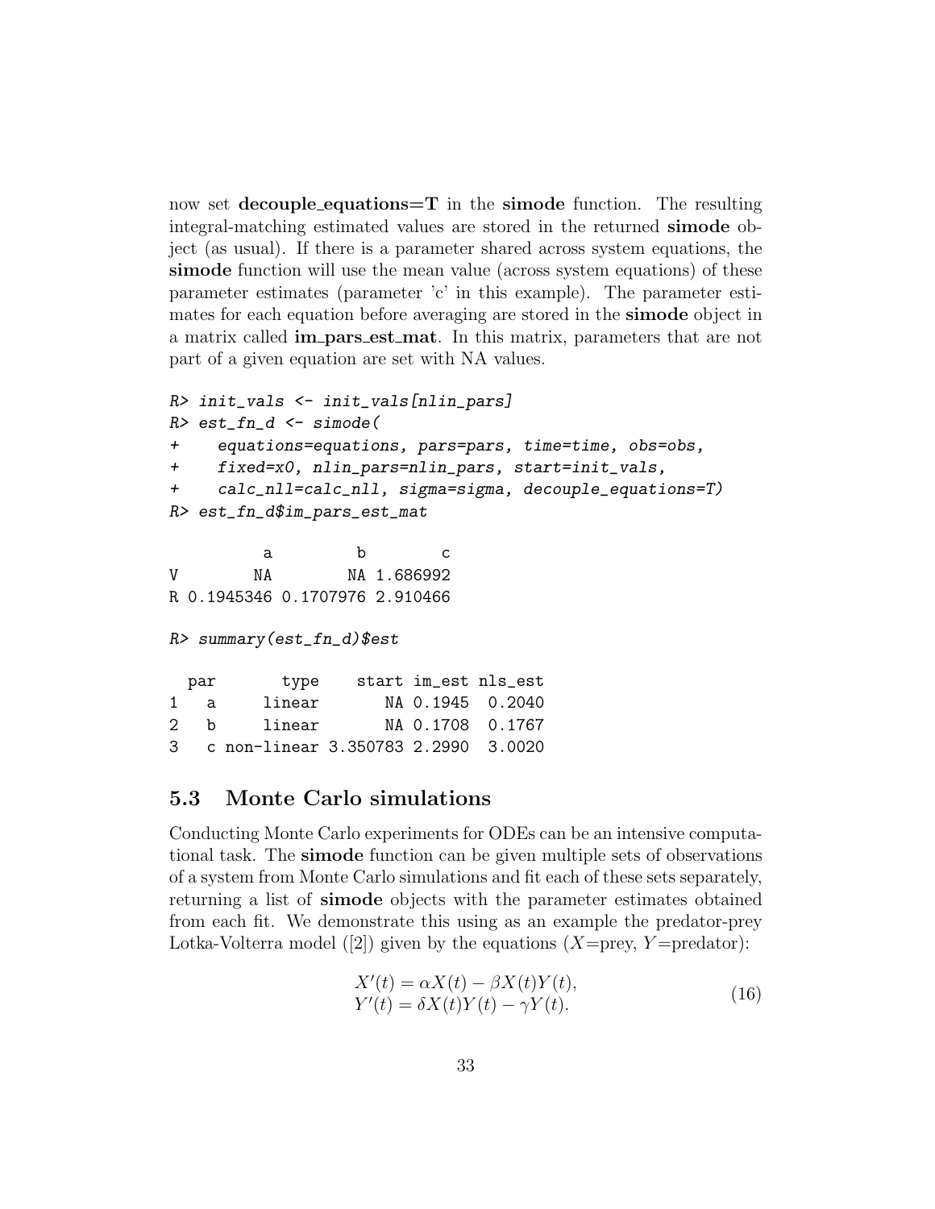now set **decouple_equations=T** in the **simode** function. The resulting integral-matching estimated values are stored in the returned **simode** object (as usual). If there is a parameter shared across system equations, the **simode** function will use the mean value (across system equations) of these parameter estimates (parameter 'c' in this example). The parameter estimates for each equation before averaging are stored in the **simode** object in a matrix called **im_pars_est_mat**. In this matrix, parameters that are not part of a given equation are set with NA values.

```
R> init_vals <- init_vals[nlin_pars]
R> est_fn_d <- simode(
+    equations=equations, pars=pars, time=time, obs=obs,
+    fixed=x0, nlin_pars=nlin_pars, start=init_vals,
+    calc_nll=calc_nll, sigma=sigma, decouple_equations=T)
R> est_fn_d$im_pars_est_mat

          a         b        c
V        NA        NA 1.686992
R 0.1945346 0.1707976 2.910466

R> summary(est_fn_d)$est

  par       type    start im_est nls_est
1   a     linear       NA 0.1945  0.2040
2   b     linear       NA 0.1708  0.1767
3   c non-linear 3.350783 2.2990  3.0020
```

### 5.3 Monte Carlo simulations

Conducting Monte Carlo experiments for ODEs can be an intensive computational task. The **simode** function can be given multiple sets of observations of a system from Monte Carlo simulations and fit each of these sets separately, returning a list of **simode** objects with the parameter estimates obtained from each fit. We demonstrate this using as an example the predator-prey Lotka-Volterra model ([2]) given by the equations ($X$=prey, $Y$=predator):

$$
\begin{aligned}
X'(t) &= \alpha X(t) - \beta X(t)Y(t), \\
Y'(t) &= \delta X(t)Y(t) - \gamma Y(t).
\end{aligned}
\tag{16}
$$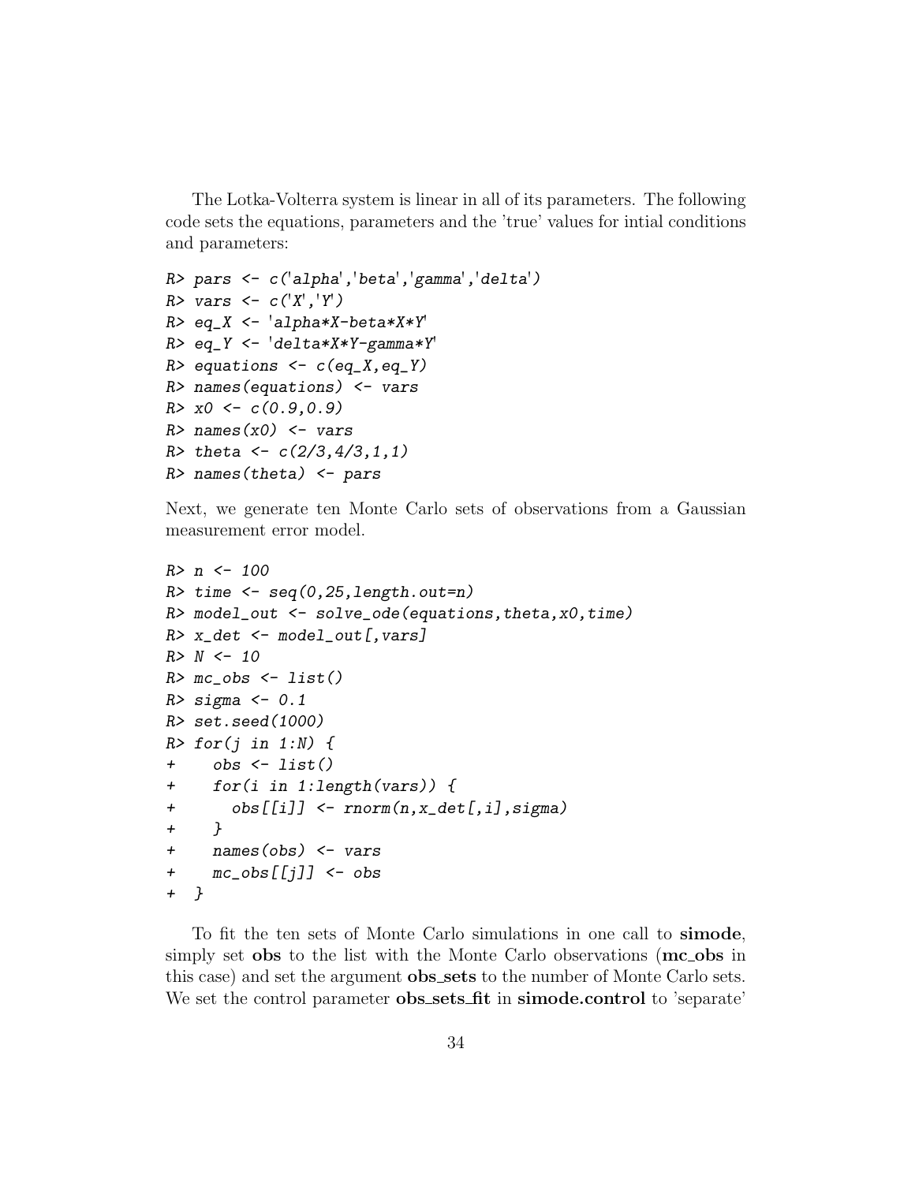The Lotka-Volterra system is linear in all of its parameters. The following code sets the equations, parameters and the 'true' values for intial conditions and parameters:

```
R> pars <- c('alpha','beta','gamma','delta')
R> vars <- c('X','Y')
R> eq_X <- 'alpha*X-beta*X*Y'
R> eq_Y <- 'delta*X*Y-gamma*Y'
R> equations <- c(eq_X,eq_Y)
R> names(equations) <- vars
R> x0 <- c(0.9,0.9)
R> names(x0) <- vars
R> theta <- c(2/3,4/3,1,1)
R> names(theta) <- pars
```

Next, we generate ten Monte Carlo sets of observations from a Gaussian measurement error model.

```
R> n <- 100
R> time <- seq(0,25,length.out=n)
R> model_out <- solve_ode(equations,theta,x0,time)
R> x_det <- model_out[,vars]
R> N <- 10
R> mc_obs <- list()
R> sigma <- 0.1
R> set.seed(1000)
R> for(j in 1:N) {
+    obs <- list()
+    for(i in 1:length(vars)) {
+      obs[[i]] <- rnorm(n,x_det[,i],sigma)
+    }
+    names(obs) <- vars
+    mc_obs[[j]] <- obs
+  }
```

To fit the ten sets of Monte Carlo simulations in one call to **simode**, simply set **obs** to the list with the Monte Carlo observations (**mc_obs** in this case) and set the argument **obs_sets** to the number of Monte Carlo sets. We set the control parameter **obs_sets_fit** in **simode.control** to 'separate'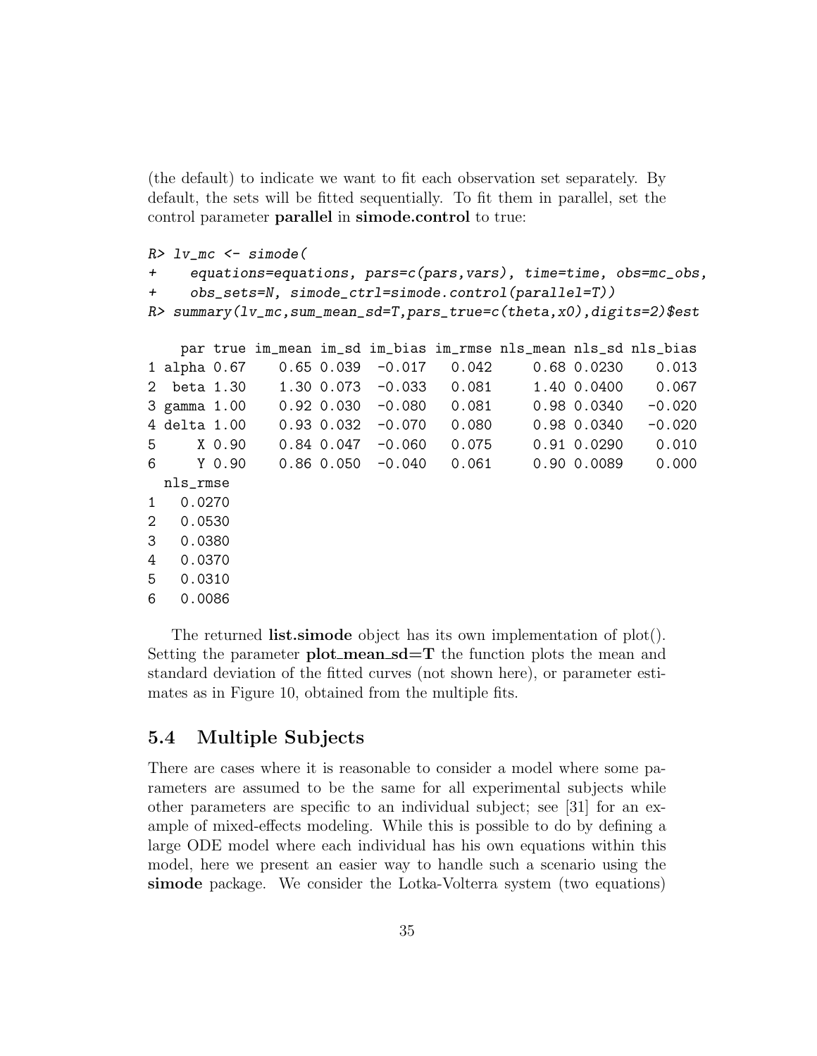(the default) to indicate we want to fit each observation set separately. By default, the sets will be fitted sequentially. To fit them in parallel, set the control parameter **parallel** in **simode.control** to true:

```
R> lv_mc <- simode(
+    equations=equations, pars=c(pars,vars), time=time, obs=mc_obs,
+    obs_sets=N, simode_ctrl=simode.control(parallel=T))
R> summary(lv_mc,sum_mean_sd=T,pars_true=c(theta,x0),digits=2)$est

    par true im_mean im_sd im_bias im_rmse nls_mean nls_sd nls_bias
1 alpha 0.67    0.65 0.039  -0.017   0.042     0.68 0.0230    0.013
2  beta 1.30    1.30 0.073  -0.033   0.081     1.40 0.0400    0.067
3 gamma 1.00    0.92 0.030  -0.080   0.081     0.98 0.0340   -0.020
4 delta 1.00    0.93 0.032  -0.070   0.080     0.98 0.0340   -0.020
5     X 0.90    0.84 0.047  -0.060   0.075     0.91 0.0290    0.010
6     Y 0.90    0.86 0.050  -0.040   0.061     0.90 0.0089    0.000
  nls_rmse
1   0.0270
2   0.0530
3   0.0380
4   0.0370
5   0.0310
6   0.0086
```

The returned **list.simode** object has its own implementation of plot(). Setting the parameter **plot_mean_sd=T** the function plots the mean and standard deviation of the fitted curves (not shown here), or parameter estimates as in Figure 10, obtained from the multiple fits.

## 5.4 Multiple Subjects

There are cases where it is reasonable to consider a model where some parameters are assumed to be the same for all experimental subjects while other parameters are specific to an individual subject; see [31] for an example of mixed-effects modeling. While this is possible to do by defining a large ODE model where each individual has his own equations within this model, here we present an easier way to handle such a scenario using the **simode** package. We consider the Lotka-Volterra system (two equations)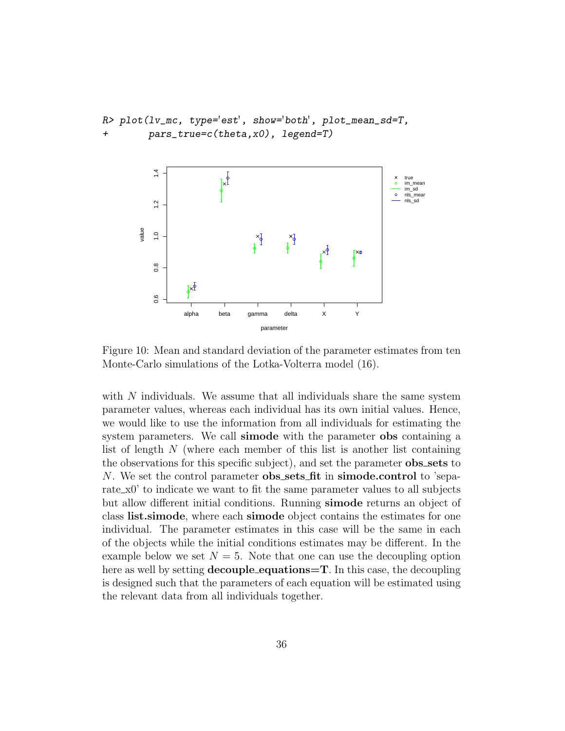```
R> plot(lv_mc, type='est', show='both', plot_mean_sd=T,
+       pars_true=c(theta,x0), legend=T)
```

Figure 10: Mean and standard deviation of the parameter estimates from ten Monte-Carlo simulations of the Lotka-Volterra model (16).

with $N$ individuals. We assume that all individuals share the same system parameter values, whereas each individual has its own initial values. Hence, we would like to use the information from all individuals for estimating the system parameters. We call **simode** with the parameter **obs** containing a list of length $N$ (where each member of this list is another list containing the observations for this specific subject), and set the parameter **obs_sets** to $N$. We set the control parameter **obs_sets_fit** in **simode.control** to 'separate_x0' to indicate we want to fit the same parameter values to all subjects but allow different initial conditions. Running **simode** returns an object of class **list.simode**, where each **simode** object contains the estimates for one individual. The parameter estimates in this case will be the same in each of the objects while the initial conditions estimates may be different. In the example below we set $N = 5$. Note that one can use the decoupling option here as well by setting **decouple_equations=T**. In this case, the decoupling is designed such that the parameters of each equation will be estimated using the relevant data from all individuals together.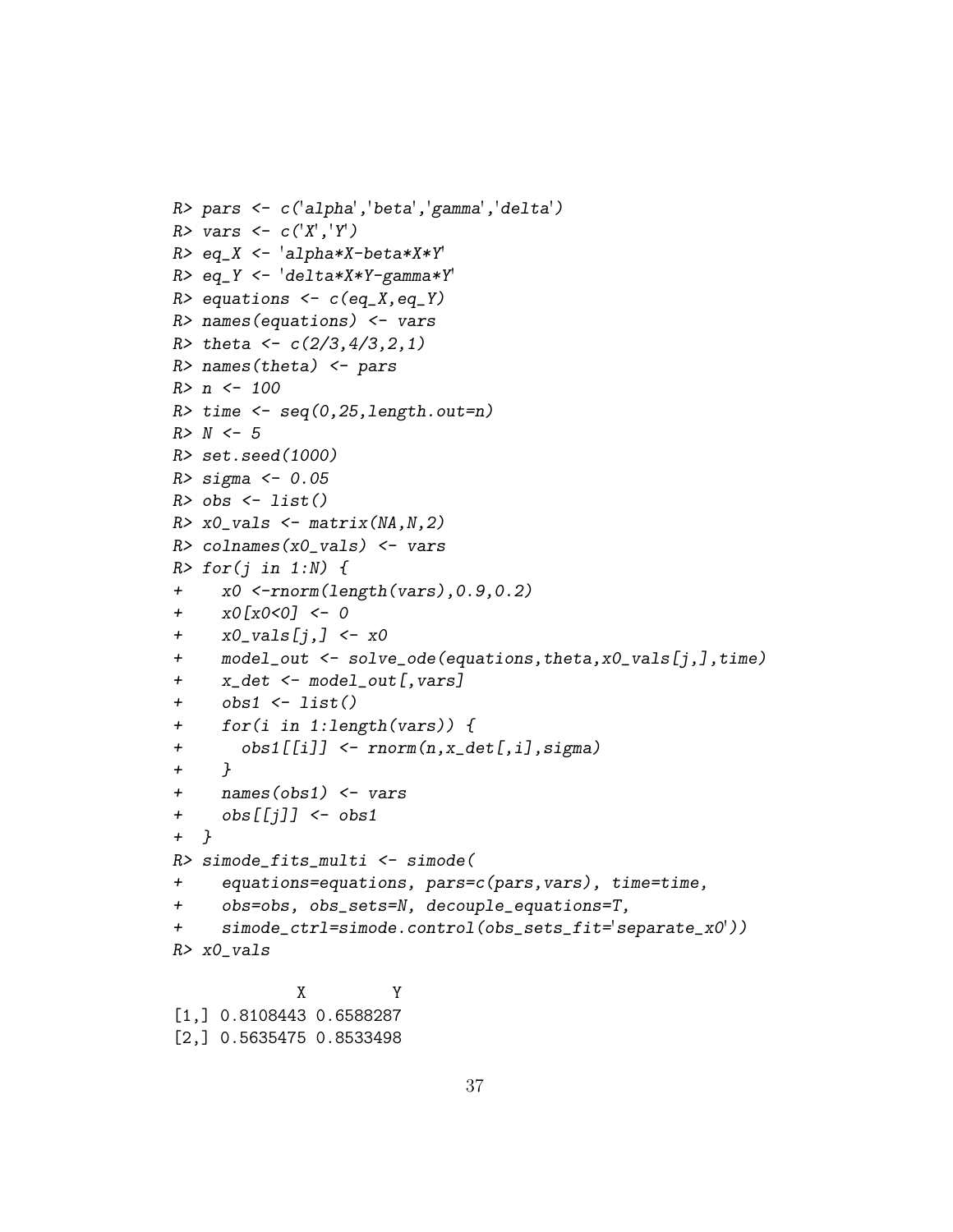```
R> pars <- c('alpha','beta','gamma','delta')
R> vars <- c('X','Y')
R> eq_X <- 'alpha*X-beta*X*Y'
R> eq_Y <- 'delta*X*Y-gamma*Y'
R> equations <- c(eq_X,eq_Y)
R> names(equations) <- vars
R> theta <- c(2/3,4/3,2,1)
R> names(theta) <- pars
R> n <- 100
R> time <- seq(0,25,length.out=n)
R> N <- 5
R> set.seed(1000)
R> sigma <- 0.05
R> obs <- list()
R> x0_vals <- matrix(NA,N,2)
R> colnames(x0_vals) <- vars
R> for(j in 1:N) {
+    x0 <-rnorm(length(vars),0.9,0.2)
+    x0[x0<0] <- 0
+    x0_vals[j,] <- x0
+    model_out <- solve_ode(equations,theta,x0_vals[j,],time)
+    x_det <- model_out[,vars]
+    obs1 <- list()
+    for(i in 1:length(vars)) {
+      obs1[[i]] <- rnorm(n,x_det[,i],sigma)
+    }
+    names(obs1) <- vars
+    obs[[j]] <- obs1
+ }
R> simode_fits_multi <- simode(
+    equations=equations, pars=c(pars,vars), time=time,
+    obs=obs, obs_sets=N, decouple_equations=T,
+    simode_ctrl=simode.control(obs_sets_fit='separate_x0'))
R> x0_vals

             X         Y
[1,] 0.8108443 0.6588287
[2,] 0.5635475 0.8533498
```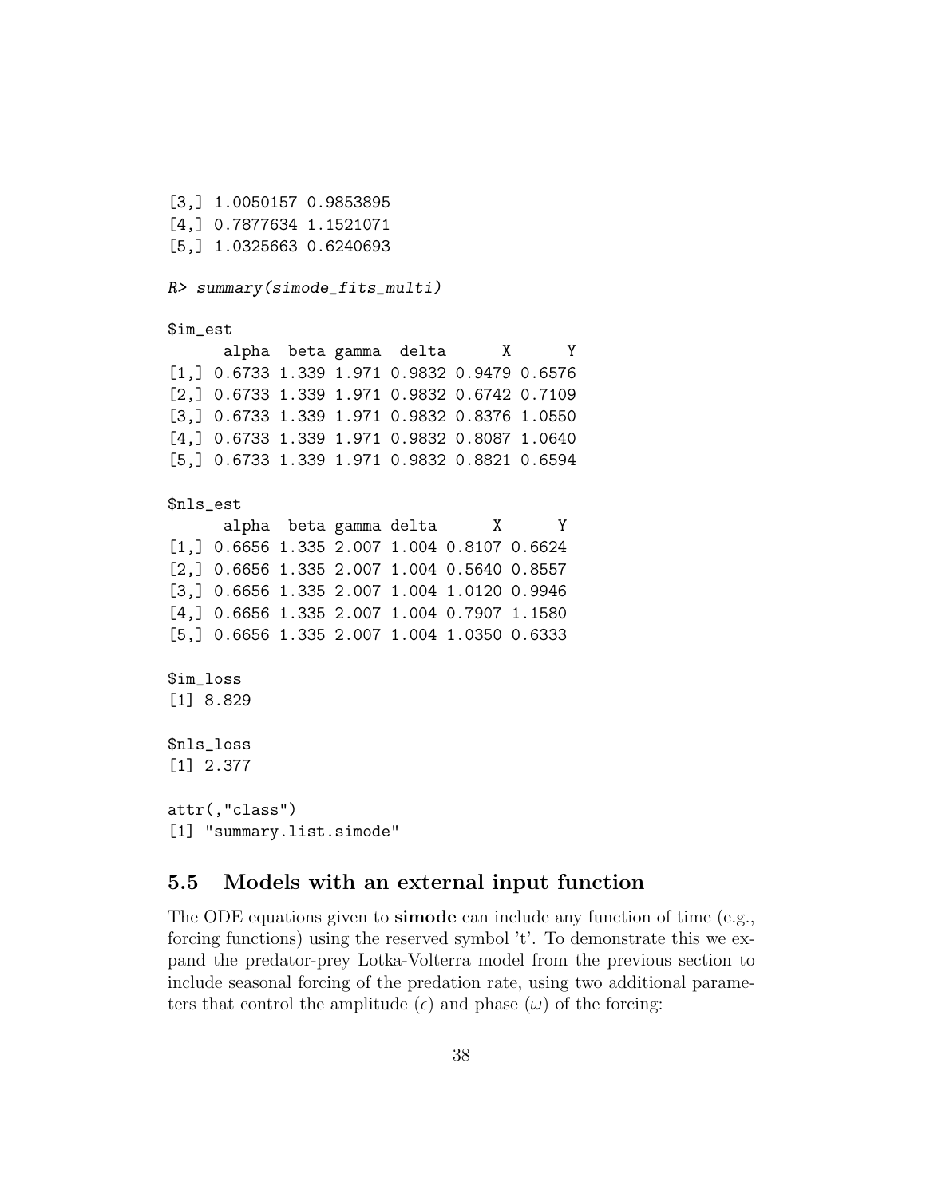```
[3,] 1.0050157 0.9853895
[4,] 0.7877634 1.1521071
[5,] 1.0325663 0.6240693

R> summary(simode_fits_multi)

$im_est
      alpha  beta gamma  delta      X      Y
[1,] 0.6733 1.339 1.971 0.9832 0.9479 0.6576
[2,] 0.6733 1.339 1.971 0.9832 0.6742 0.7109
[3,] 0.6733 1.339 1.971 0.9832 0.8376 1.0550
[4,] 0.6733 1.339 1.971 0.9832 0.8087 1.0640
[5,] 0.6733 1.339 1.971 0.9832 0.8821 0.6594

$nls_est
      alpha  beta gamma delta      X      Y
[1,] 0.6656 1.335 2.007 1.004 0.8107 0.6624
[2,] 0.6656 1.335 2.007 1.004 0.5640 0.8557
[3,] 0.6656 1.335 2.007 1.004 1.0120 0.9946
[4,] 0.6656 1.335 2.007 1.004 0.7907 1.1580
[5,] 0.6656 1.335 2.007 1.004 1.0350 0.6333

$im_loss
[1] 8.829

$nls_loss
[1] 2.377

attr(,"class")
[1] "summary.list.simode"
```

## 5.5 Models with an external input function

The ODE equations given to **simode** can include any function of time (e.g., forcing functions) using the reserved symbol 't'. To demonstrate this we expand the predator-prey Lotka-Volterra model from the previous section to include seasonal forcing of the predation rate, using two additional parameters that control the amplitude ($\epsilon$) and phase ($\omega$) of the forcing: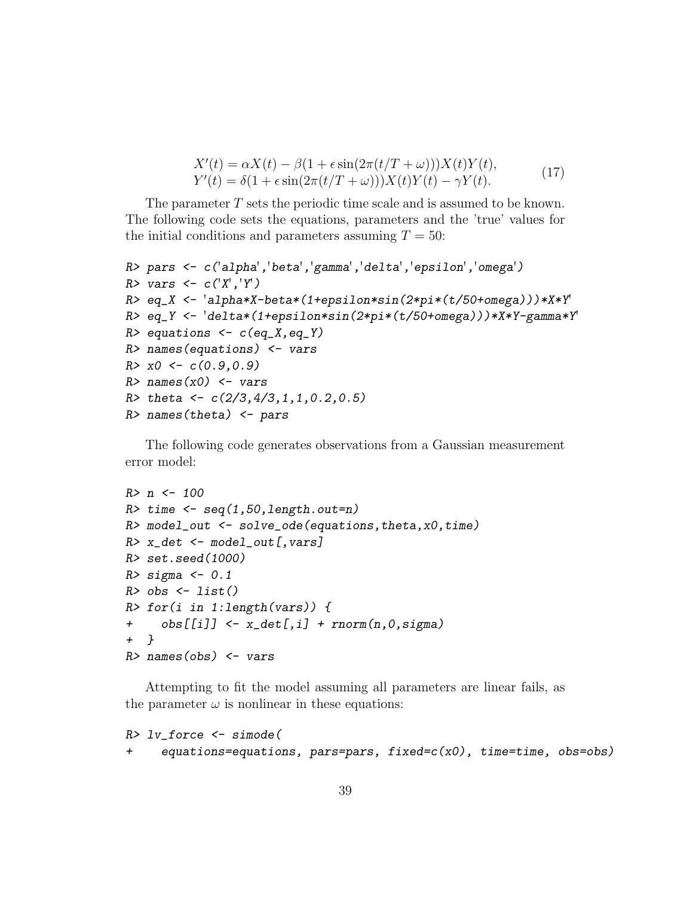$$
\begin{aligned}
X'(t) &= \alpha X(t) - \beta(1 + \epsilon \sin(2\pi(t/T + \omega)))X(t)Y(t), \\
Y'(t) &= \delta(1 + \epsilon \sin(2\pi(t/T + \omega)))X(t)Y(t) - \gamma Y(t).
\end{aligned}
\tag{17}
$$

The parameter $T$ sets the periodic time scale and is assumed to be known. The following code sets the equations, parameters and the 'true' values for the initial conditions and parameters assuming $T = 50$:

```
R> pars <- c('alpha','beta','gamma','delta','epsilon','omega')
R> vars <- c('X','Y')
R> eq_X <- 'alpha*X-beta*(1+epsilon*sin(2*pi*(t/50+omega)))*X*Y'
R> eq_Y <- 'delta*(1+epsilon*sin(2*pi*(t/50+omega)))*X*Y-gamma*Y'
R> equations <- c(eq_X,eq_Y)
R> names(equations) <- vars
R> x0 <- c(0.9,0.9)
R> names(x0) <- vars
R> theta <- c(2/3,4/3,1,1,0.2,0.5)
R> names(theta) <- pars
```

The following code generates observations from a Gaussian measurement error model:

```
R> n <- 100
R> time <- seq(1,50,length.out=n)
R> model_out <- solve_ode(equations,theta,x0,time)
R> x_det <- model_out[,vars]
R> set.seed(1000)
R> sigma <- 0.1
R> obs <- list()
R> for(i in 1:length(vars)) {
+    obs[[i]] <- x_det[,i] + rnorm(n,0,sigma)
+  }
R> names(obs) <- vars
```

Attempting to fit the model assuming all parameters are linear fails, as the parameter $\omega$ is nonlinear in these equations:

```
R> lv_force <- simode(
+    equations=equations, pars=pars, fixed=c(x0), time=time, obs=obs)
```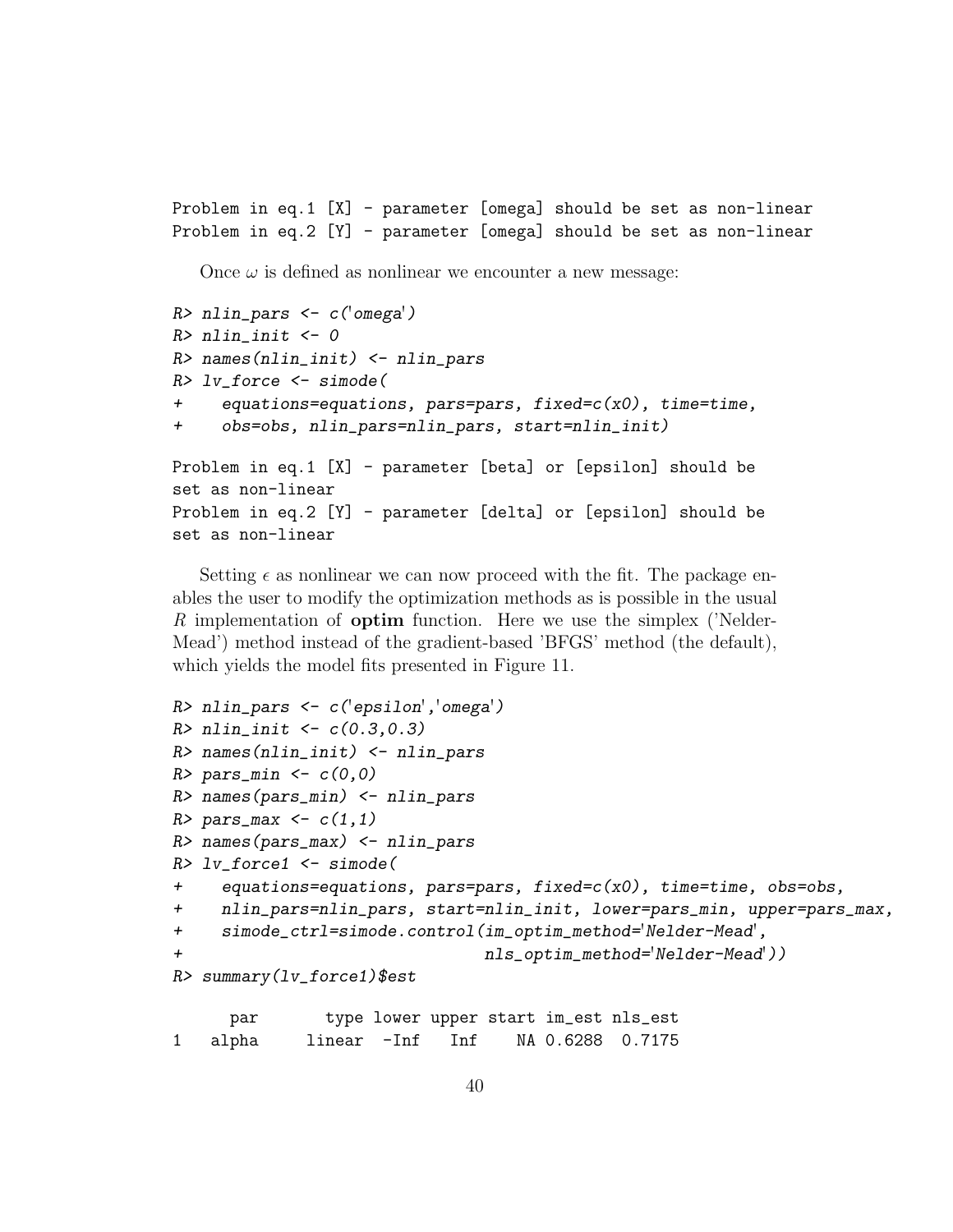```
Problem in eq.1 [X] - parameter [omega] should be set as non-linear
Problem in eq.2 [Y] - parameter [omega] should be set as non-linear
```

Once $\omega$ is defined as nonlinear we encounter a new message:

```
R> nlin_pars <- c('omega')
R> nlin_init <- 0
R> names(nlin_init) <- nlin_pars
R> lv_force <- simode(
+    equations=equations, pars=pars, fixed=c(x0), time=time,
+    obs=obs, nlin_pars=nlin_pars, start=nlin_init)

Problem in eq.1 [X] - parameter [beta] or [epsilon] should be
set as non-linear
Problem in eq.2 [Y] - parameter [delta] or [epsilon] should be
set as non-linear
```

Setting $\epsilon$ as nonlinear we can now proceed with the fit. The package enables the user to modify the optimization methods as is possible in the usual *R* implementation of **optim** function. Here we use the simplex ('Nelder-Mead') method instead of the gradient-based 'BFGS' method (the default), which yields the model fits presented in Figure 11.

```
R> nlin_pars <- c('epsilon','omega')
R> nlin_init <- c(0.3,0.3)
R> names(nlin_init) <- nlin_pars
R> pars_min <- c(0,0)
R> names(pars_min) <- nlin_pars
R> pars_max <- c(1,1)
R> names(pars_max) <- nlin_pars
R> lv_force1 <- simode(
+    equations=equations, pars=pars, fixed=c(x0), time=time, obs=obs,
+    nlin_pars=nlin_pars, start=nlin_init, lower=pars_min, upper=pars_max,
+    simode_ctrl=simode.control(im_optim_method='Nelder-Mead',
+                               nls_optim_method='Nelder-Mead'))
R> summary(lv_force1)$est

      par     type lower upper start im_est nls_est
1   alpha   linear  -Inf   Inf    NA 0.6288  0.7175
```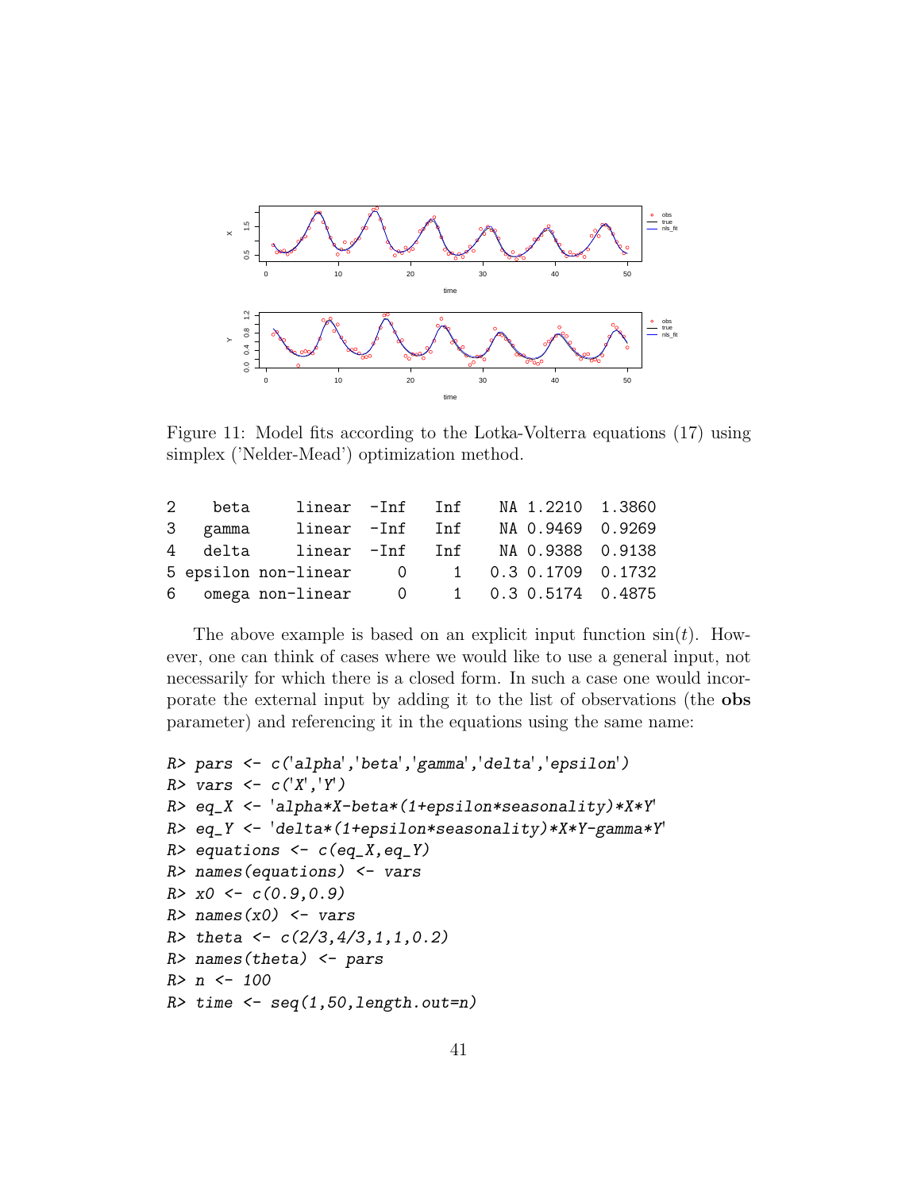Figure 11: Model fits according to the Lotka-Volterra equations (17) using simplex ('Nelder-Mead') optimization method.

```
2    beta     linear  -Inf   Inf    NA 1.2210  1.3860
3   gamma     linear  -Inf   Inf    NA 0.9469  0.9269
4   delta     linear  -Inf   Inf    NA 0.9388  0.9138
5 epsilon non-linear     0     1   0.3 0.1709  0.1732
6   omega non-linear     0     1   0.3 0.5174  0.4875
```

The above example is based on an explicit input function $\sin(t)$. However, one can think of cases where we would like to use a general input, not necessarily for which there is a closed form. In such a case one would incorporate the external input by adding it to the list of observations (the **obs** parameter) and referencing it in the equations using the same name:

```
R> pars <- c('alpha','beta','gamma','delta','epsilon')
R> vars <- c('X','Y')
R> eq_X <- 'alpha*X-beta*(1+epsilon*seasonality)*X*Y'
R> eq_Y <- 'delta*(1+epsilon*seasonality)*X*Y-gamma*Y'
R> equations <- c(eq_X,eq_Y)
R> names(equations) <- vars
R> x0 <- c(0.9,0.9)
R> names(x0) <- vars
R> theta <- c(2/3,4/3,1,1,0.2)
R> names(theta) <- pars
R> n <- 100
R> time <- seq(1,50,length.out=n)
```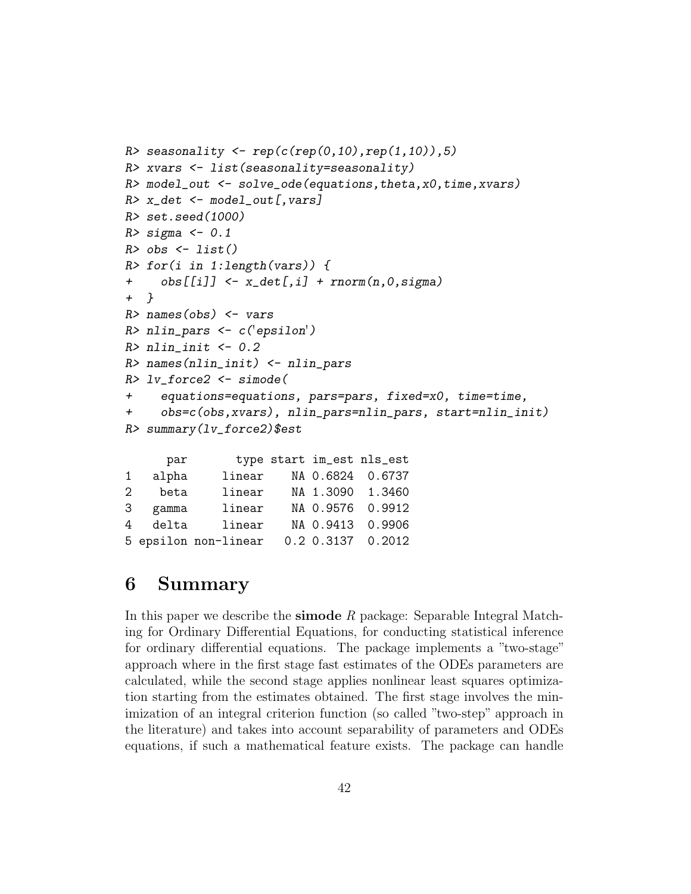```
R> seasonality <- rep(c(rep(0,10),rep(1,10)),5)
R> xvars <- list(seasonality=seasonality)
R> model_out <- solve_ode(equations,theta,x0,time,xvars)
R> x_det <- model_out[,vars]
R> set.seed(1000)
R> sigma <- 0.1
R> obs <- list()
R> for(i in 1:length(vars)) {
+    obs[[i]] <- x_det[,i] + rnorm(n,0,sigma)
+  }
R> names(obs) <- vars
R> nlin_pars <- c('epsilon')
R> nlin_init <- 0.2
R> names(nlin_init) <- nlin_pars
R> lv_force2 <- simode(
+    equations=equations, pars=pars, fixed=x0, time=time,
+    obs=c(obs,xvars), nlin_pars=nlin_pars, start=nlin_init)
R> summary(lv_force2)$est

      par       type start im_est nls_est
1   alpha     linear    NA 0.6824  0.6737
2    beta     linear    NA 1.3090  1.3460
3   gamma     linear    NA 0.9576  0.9912
4   delta     linear    NA 0.9413  0.9906
5 epsilon non-linear   0.2 0.3137  0.2012
```

# 6 Summary

In this paper we describe the **simode** *R* package: Separable Integral Matching for Ordinary Differential Equations, for conducting statistical inference for ordinary differential equations. The package implements a "two-stage" approach where in the first stage fast estimates of the ODEs parameters are calculated, while the second stage applies nonlinear least squares optimization starting from the estimates obtained. The first stage involves the minimization of an integral criterion function (so called "two-step" approach in the literature) and takes into account separability of parameters and ODEs equations, if such a mathematical feature exists. The package can handle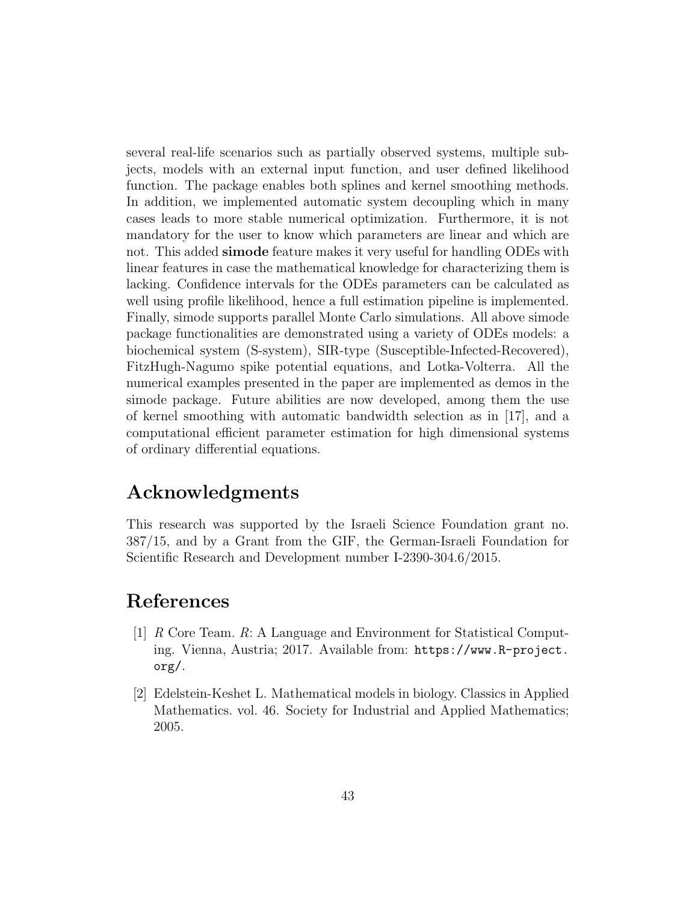several real-life scenarios such as partially observed systems, multiple subjects, models with an external input function, and user defined likelihood function. The package enables both splines and kernel smoothing methods. In addition, we implemented automatic system decoupling which in many cases leads to more stable numerical optimization. Furthermore, it is not mandatory for the user to know which parameters are linear and which are not. This added **simode** feature makes it very useful for handling ODEs with linear features in case the mathematical knowledge for characterizing them is lacking. Confidence intervals for the ODEs parameters can be calculated as well using profile likelihood, hence a full estimation pipeline is implemented. Finally, simode supports parallel Monte Carlo simulations. All above simode package functionalities are demonstrated using a variety of ODEs models: a biochemical system (S-system), SIR-type (Susceptible-Infected-Recovered), FitzHugh-Nagumo spike potential equations, and Lotka-Volterra. All the numerical examples presented in the paper are implemented as demos in the simode package. Future abilities are now developed, among them the use of kernel smoothing with automatic bandwidth selection as in [17], and a computational efficient parameter estimation for high dimensional systems of ordinary differential equations.

# Acknowledgments

This research was supported by the Israeli Science Foundation grant no. 387/15, and by a Grant from the GIF, the German-Israeli Foundation for Scientific Research and Development number I-2390-304.6/2015.

# References

[1] *R* Core Team. *R*: A Language and Environment for Statistical Computing. Vienna, Austria; 2017. Available from: `https://www.R-project.org/`.

[2] Edelstein-Keshet L. Mathematical models in biology. Classics in Applied Mathematics. vol. 46. Society for Industrial and Applied Mathematics; 2005.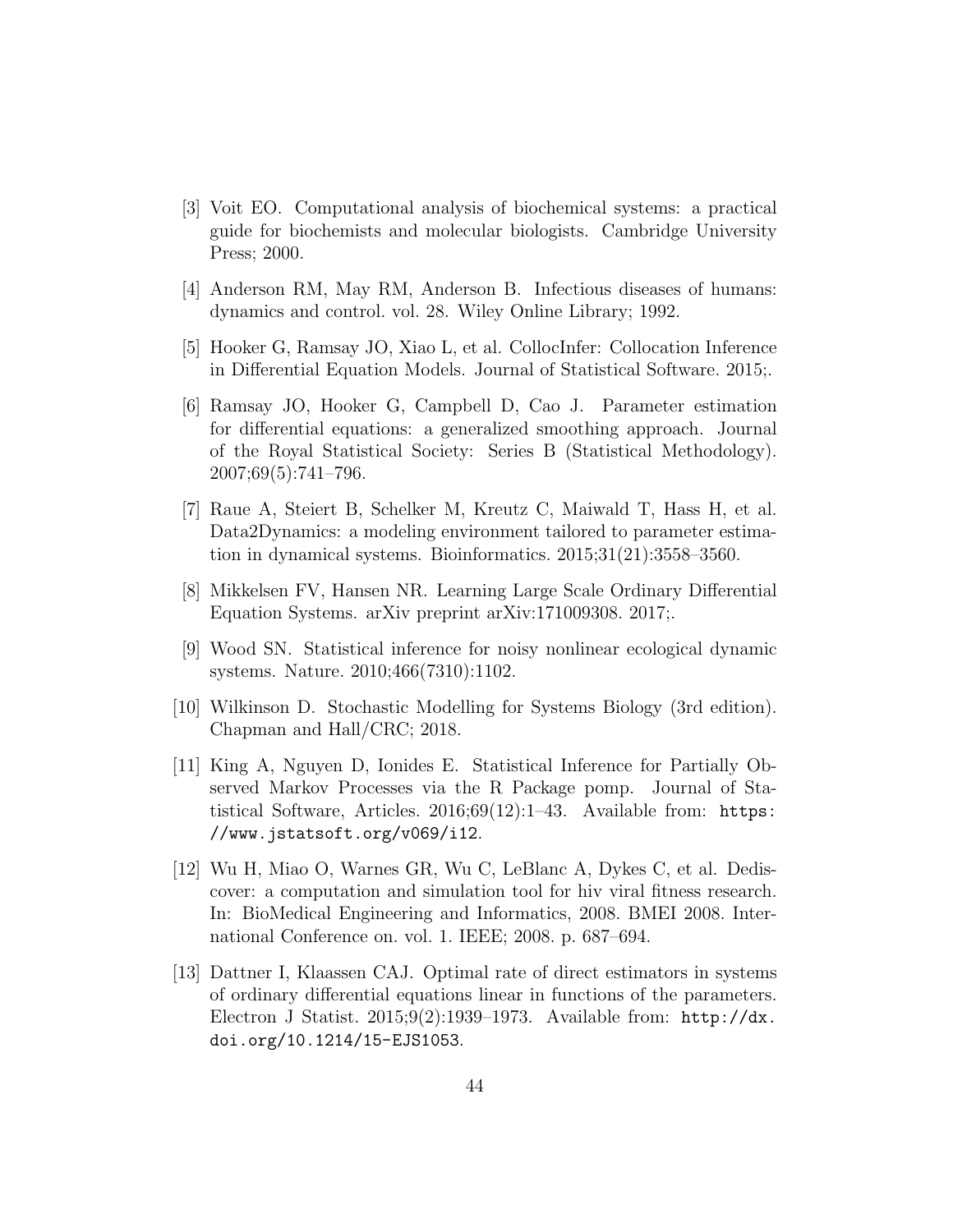[3] Voit EO. Computational analysis of biochemical systems: a practical guide for biochemists and molecular biologists. Cambridge University Press; 2000.

[4] Anderson RM, May RM, Anderson B. Infectious diseases of humans: dynamics and control. vol. 28. Wiley Online Library; 1992.

[5] Hooker G, Ramsay JO, Xiao L, et al. CollocInfer: Collocation Inference in Differential Equation Models. Journal of Statistical Software. 2015;.

[6] Ramsay JO, Hooker G, Campbell D, Cao J. Parameter estimation for differential equations: a generalized smoothing approach. Journal of the Royal Statistical Society: Series B (Statistical Methodology). 2007;69(5):741–796.

[7] Raue A, Steiert B, Schelker M, Kreutz C, Maiwald T, Hass H, et al. Data2Dynamics: a modeling environment tailored to parameter estimation in dynamical systems. Bioinformatics. 2015;31(21):3558–3560.

[8] Mikkelsen FV, Hansen NR. Learning Large Scale Ordinary Differential Equation Systems. arXiv preprint arXiv:171009308. 2017;.

[9] Wood SN. Statistical inference for noisy nonlinear ecological dynamic systems. Nature. 2010;466(7310):1102.

[10] Wilkinson D. Stochastic Modelling for Systems Biology (3rd edition). Chapman and Hall/CRC; 2018.

[11] King A, Nguyen D, Ionides E. Statistical Inference for Partially Observed Markov Processes via the R Package pomp. Journal of Statistical Software, Articles. 2016;69(12):1–43. Available from: `https://www.jstatsoft.org/v069/i12`.

[12] Wu H, Miao O, Warnes GR, Wu C, LeBlanc A, Dykes C, et al. Dediscover: a computation and simulation tool for hiv viral fitness research. In: BioMedical Engineering and Informatics, 2008. BMEI 2008. International Conference on. vol. 1. IEEE; 2008. p. 687–694.

[13] Dattner I, Klaassen CAJ. Optimal rate of direct estimators in systems of ordinary differential equations linear in functions of the parameters. Electron J Statist. 2015;9(2):1939–1973. Available from: `http://dx.doi.org/10.1214/15-EJS1053`.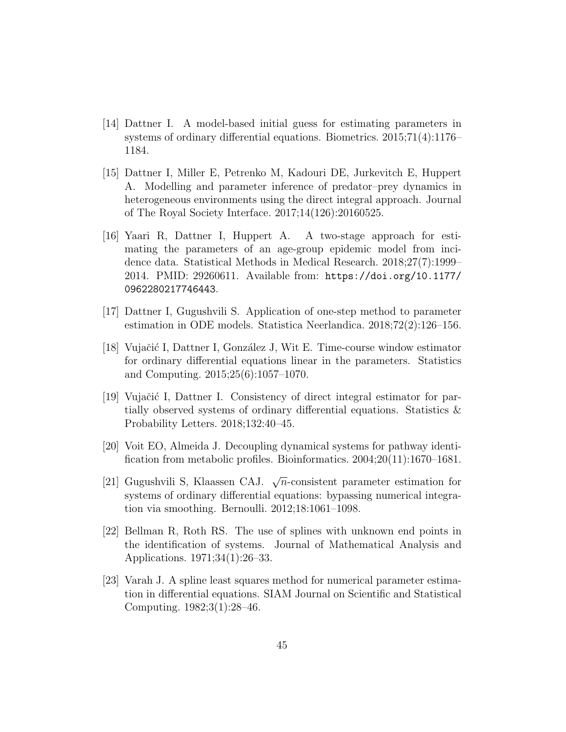[14] Dattner I. A model-based initial guess for estimating parameters in systems of ordinary differential equations. Biometrics. 2015;71(4):1176–1184.

[15] Dattner I, Miller E, Petrenko M, Kadouri DE, Jurkevitch E, Huppert A. Modelling and parameter inference of predator–prey dynamics in heterogeneous environments using the direct integral approach. Journal of The Royal Society Interface. 2017;14(126):20160525.

[16] Yaari R, Dattner I, Huppert A. A two-stage approach for estimating the parameters of an age-group epidemic model from incidence data. Statistical Methods in Medical Research. 2018;27(7):1999–2014. PMID: 29260611. Available from: `https://doi.org/10.1177/0962280217746443`.

[17] Dattner I, Gugushvili S. Application of one-step method to parameter estimation in ODE models. Statistica Neerlandica. 2018;72(2):126–156.

[18] Vujačić I, Dattner I, González J, Wit E. Time-course window estimator for ordinary differential equations linear in the parameters. Statistics and Computing. 2015;25(6):1057–1070.

[19] Vujačić I, Dattner I. Consistency of direct integral estimator for partially observed systems of ordinary differential equations. Statistics & Probability Letters. 2018;132:40–45.

[20] Voit EO, Almeida J. Decoupling dynamical systems for pathway identification from metabolic profiles. Bioinformatics. 2004;20(11):1670–1681.

[21] Gugushvili S, Klaassen CAJ. $\sqrt{n}$-consistent parameter estimation for systems of ordinary differential equations: bypassing numerical integration via smoothing. Bernoulli. 2012;18:1061–1098.

[22] Bellman R, Roth RS. The use of splines with unknown end points in the identification of systems. Journal of Mathematical Analysis and Applications. 1971;34(1):26–33.

[23] Varah J. A spline least squares method for numerical parameter estimation in differential equations. SIAM Journal on Scientific and Statistical Computing. 1982;3(1):28–46.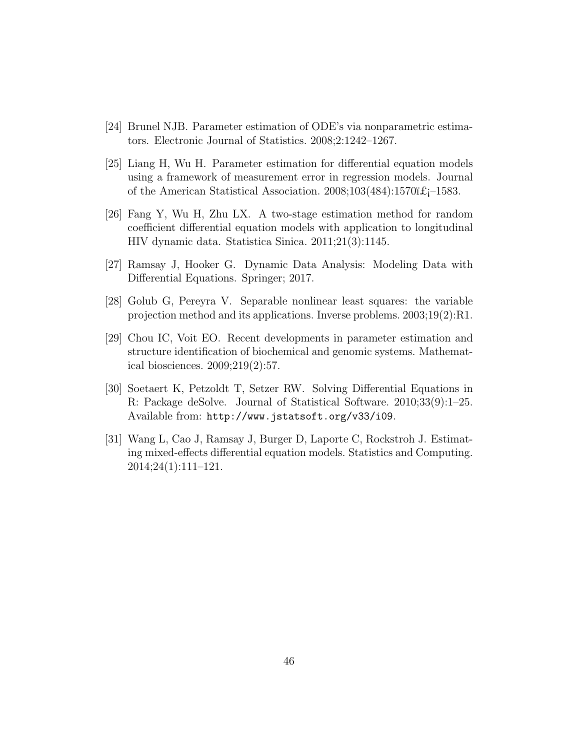[24] Brunel NJB. Parameter estimation of ODE's via nonparametric estimators. Electronic Journal of Statistics. 2008;2:1242–1267.

[25] Liang H, Wu H. Parameter estimation for differential equation models using a framework of measurement error in regression models. Journal of the American Statistical Association. 2008;103(484):1570ï£¡–1583.

[26] Fang Y, Wu H, Zhu LX. A two-stage estimation method for random coefficient differential equation models with application to longitudinal HIV dynamic data. Statistica Sinica. 2011;21(3):1145.

[27] Ramsay J, Hooker G. Dynamic Data Analysis: Modeling Data with Differential Equations. Springer; 2017.

[28] Golub G, Pereyra V. Separable nonlinear least squares: the variable projection method and its applications. Inverse problems. 2003;19(2):R1.

[29] Chou IC, Voit EO. Recent developments in parameter estimation and structure identification of biochemical and genomic systems. Mathematical biosciences. 2009;219(2):57.

[30] Soetaert K, Petzoldt T, Setzer RW. Solving Differential Equations in R: Package deSolve. Journal of Statistical Software. 2010;33(9):1–25. Available from: `http://www.jstatsoft.org/v33/i09`.

[31] Wang L, Cao J, Ramsay J, Burger D, Laporte C, Rockstroh J. Estimating mixed-effects differential equation models. Statistics and Computing. 2014;24(1):111–121.